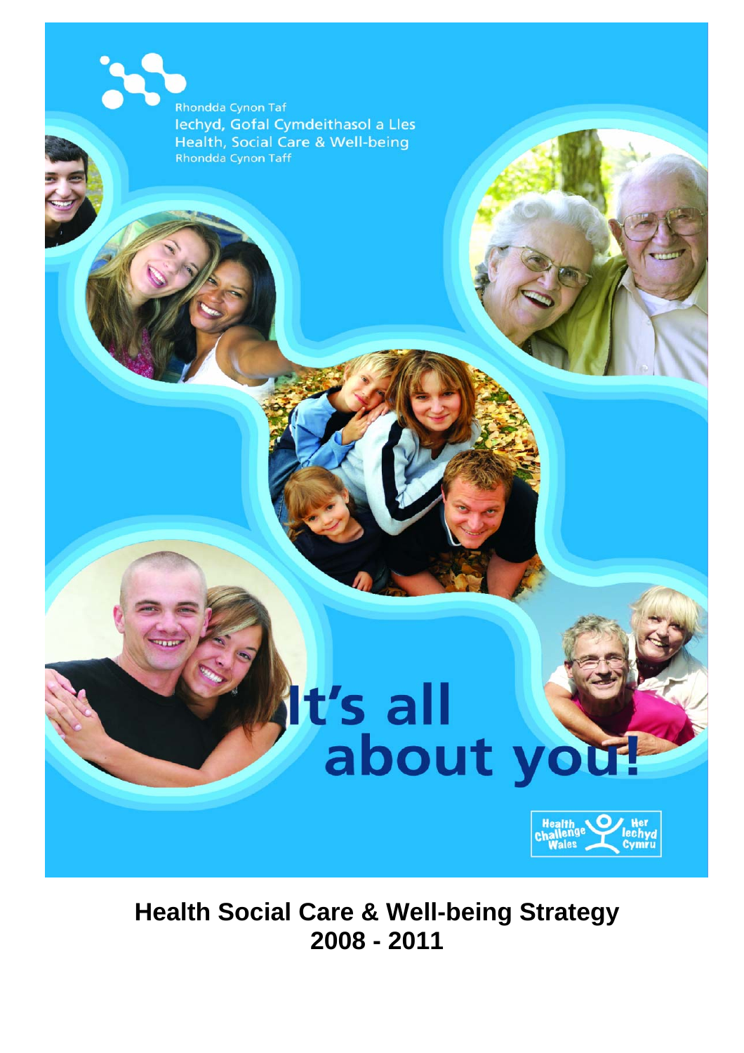Rhondda Cynon Taf
Iechyd, Gofal Cymdeithasol a Lles
Health, Social Care & Well-being
Rhondda Cynon Taff

# It's all about you!

Health Challenge Wales | Her Iechyd Cymru

**Health Social Care & Well-being Strategy 2008 - 2011**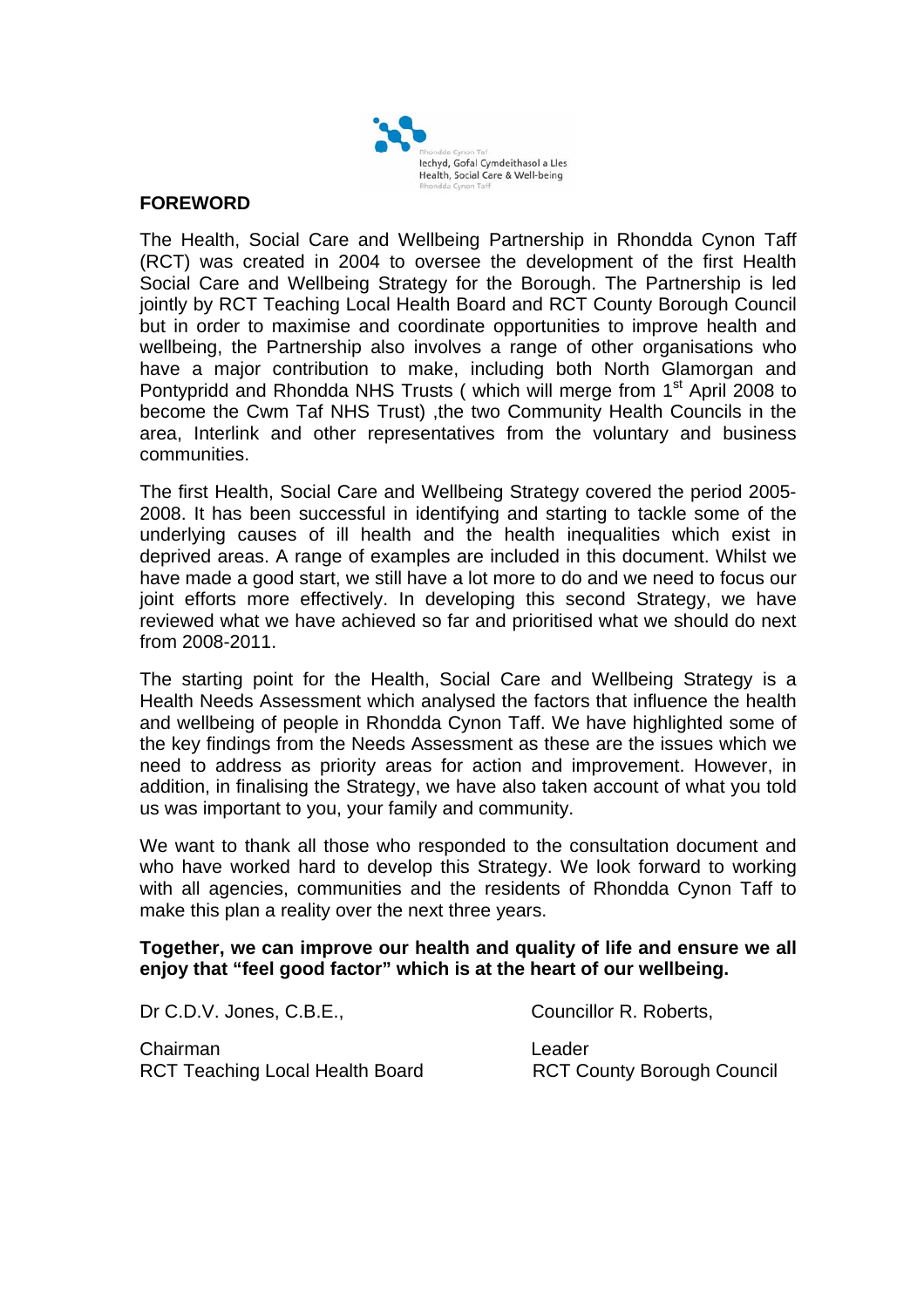## FOREWORD

The Health, Social Care and Wellbeing Partnership in Rhondda Cynon Taff (RCT) was created in 2004 to oversee the development of the first Health Social Care and Wellbeing Strategy for the Borough. The Partnership is led jointly by RCT Teaching Local Health Board and RCT County Borough Council but in order to maximise and coordinate opportunities to improve health and wellbeing, the Partnership also involves a range of other organisations who have a major contribution to make, including both North Glamorgan and Pontypridd and Rhondda NHS Trusts ( which will merge from 1st April 2008 to become the Cwm Taf NHS Trust) ,the two Community Health Councils in the area, Interlink and other representatives from the voluntary and business communities.

The first Health, Social Care and Wellbeing Strategy covered the period 2005-2008. It has been successful in identifying and starting to tackle some of the underlying causes of ill health and the health inequalities which exist in deprived areas. A range of examples are included in this document. Whilst we have made a good start, we still have a lot more to do and we need to focus our joint efforts more effectively. In developing this second Strategy, we have reviewed what we have achieved so far and prioritised what we should do next from 2008-2011.

The starting point for the Health, Social Care and Wellbeing Strategy is a Health Needs Assessment which analysed the factors that influence the health and wellbeing of people in Rhondda Cynon Taff. We have highlighted some of the key findings from the Needs Assessment as these are the issues which we need to address as priority areas for action and improvement. However, in addition, in finalising the Strategy, we have also taken account of what you told us was important to you, your family and community.

We want to thank all those who responded to the consultation document and who have worked hard to develop this Strategy. We look forward to working with all agencies, communities and the residents of Rhondda Cynon Taff to make this plan a reality over the next three years.

**Together, we can improve our health and quality of life and ensure we all enjoy that "feel good factor" which is at the heart of our wellbeing.**

Dr C.D.V. Jones, C.B.E.,
Chairman
RCT Teaching Local Health Board

Councillor R. Roberts,
Leader
RCT County Borough Council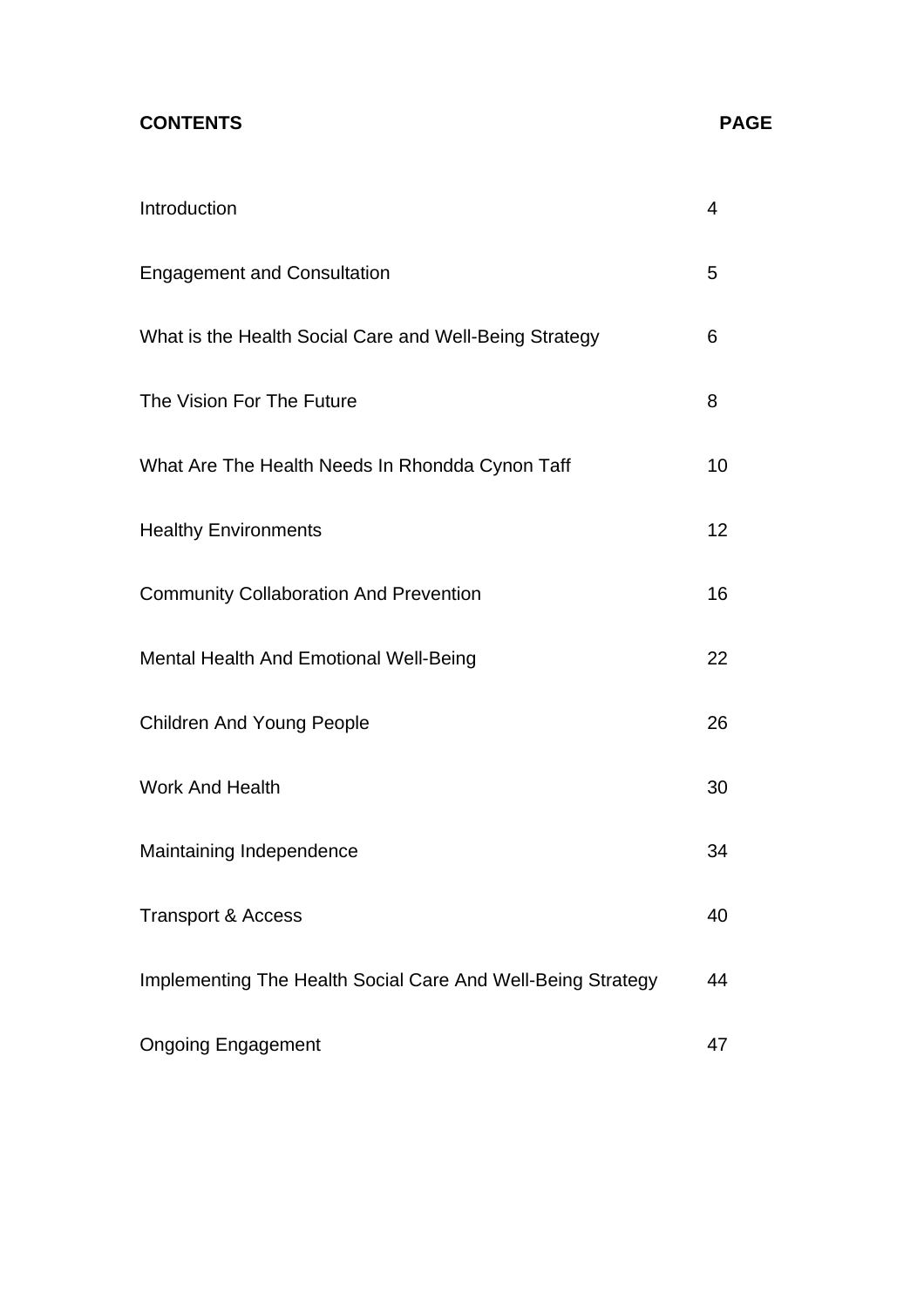| **CONTENTS** | **PAGE** |
|---|---|
| Introduction | 4 |
| Engagement and Consultation | 5 |
| What is the Health Social Care and Well-Being Strategy | 6 |
| The Vision For The Future | 8 |
| What Are The Health Needs In Rhondda Cynon Taff | 10 |
| Healthy Environments | 12 |
| Community Collaboration And Prevention | 16 |
| Mental Health And Emotional Well-Being | 22 |
| Children And Young People | 26 |
| Work And Health | 30 |
| Maintaining Independence | 34 |
| Transport & Access | 40 |
| Implementing The Health Social Care And Well-Being Strategy | 44 |
| Ongoing Engagement | 47 |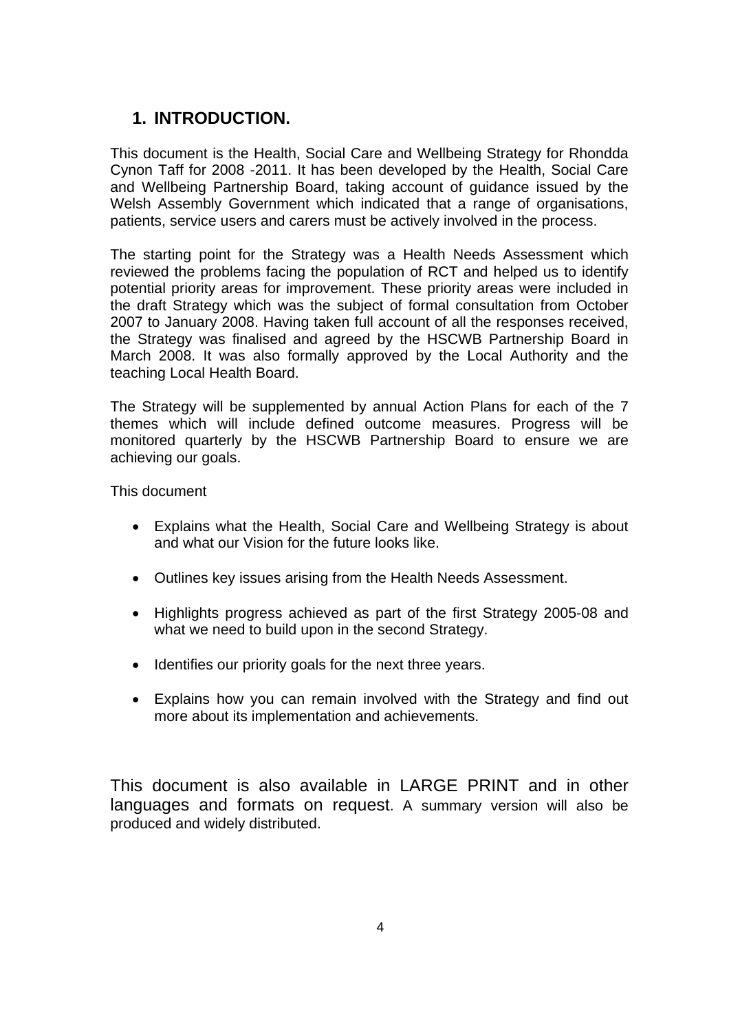# 1. INTRODUCTION.

This document is the Health, Social Care and Wellbeing Strategy for Rhondda Cynon Taff for 2008 -2011. It has been developed by the Health, Social Care and Wellbeing Partnership Board, taking account of guidance issued by the Welsh Assembly Government which indicated that a range of organisations, patients, service users and carers must be actively involved in the process.

The starting point for the Strategy was a Health Needs Assessment which reviewed the problems facing the population of RCT and helped us to identify potential priority areas for improvement. These priority areas were included in the draft Strategy which was the subject of formal consultation from October 2007 to January 2008. Having taken full account of all the responses received, the Strategy was finalised and agreed by the HSCWB Partnership Board in March 2008. It was also formally approved by the Local Authority and the teaching Local Health Board.

The Strategy will be supplemented by annual Action Plans for each of the 7 themes which will include defined outcome measures. Progress will be monitored quarterly by the HSCWB Partnership Board to ensure we are achieving our goals.

This document

- Explains what the Health, Social Care and Wellbeing Strategy is about and what our Vision for the future looks like.
- Outlines key issues arising from the Health Needs Assessment.
- Highlights progress achieved as part of the first Strategy 2005-08 and what we need to build upon in the second Strategy.
- Identifies our priority goals for the next three years.
- Explains how you can remain involved with the Strategy and find out more about its implementation and achievements.

This document is also available in LARGE PRINT and in other languages and formats on request. A summary version will also be produced and widely distributed.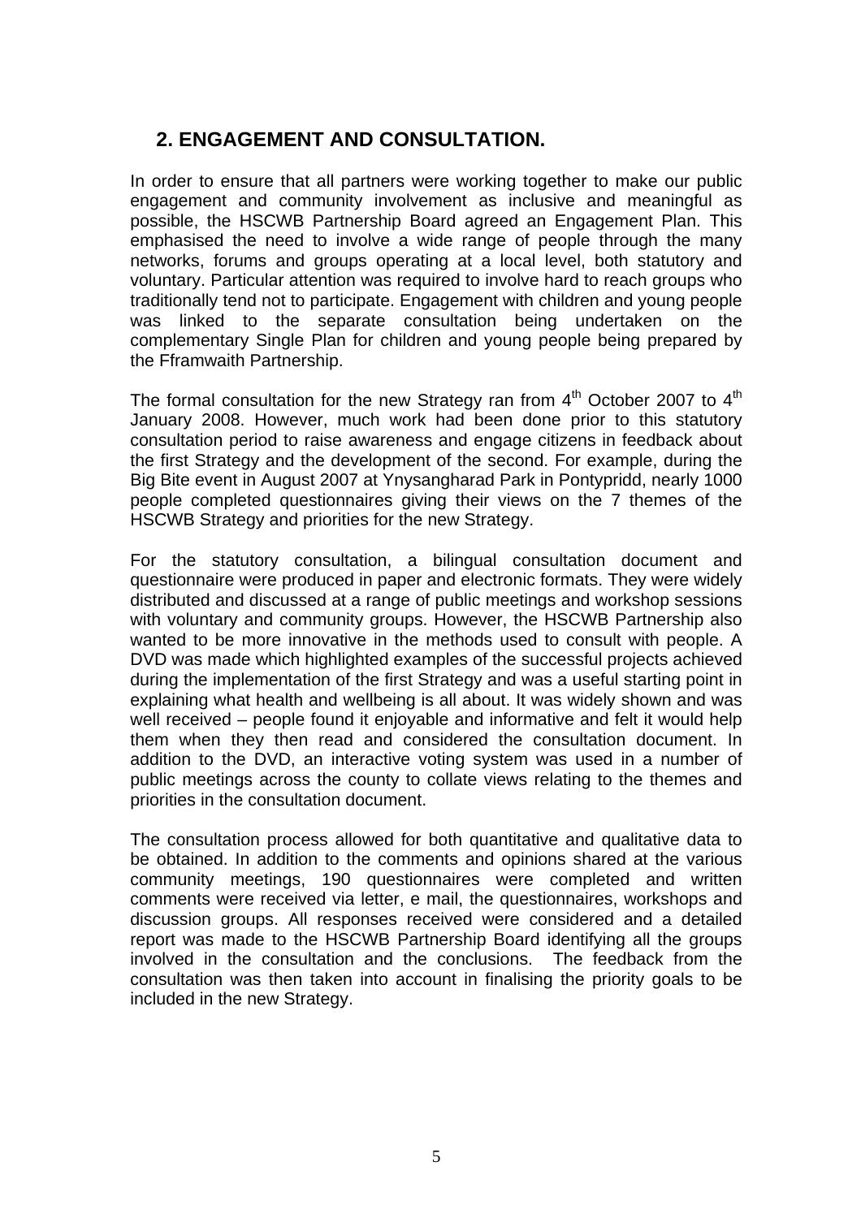## 2. ENGAGEMENT AND CONSULTATION.

In order to ensure that all partners were working together to make our public engagement and community involvement as inclusive and meaningful as possible, the HSCWB Partnership Board agreed an Engagement Plan. This emphasised the need to involve a wide range of people through the many networks, forums and groups operating at a local level, both statutory and voluntary. Particular attention was required to involve hard to reach groups who traditionally tend not to participate. Engagement with children and young people was linked to the separate consultation being undertaken on the complementary Single Plan for children and young people being prepared by the Fframwaith Partnership.

The formal consultation for the new Strategy ran from 4th October 2007 to 4th January 2008. However, much work had been done prior to this statutory consultation period to raise awareness and engage citizens in feedback about the first Strategy and the development of the second. For example, during the Big Bite event in August 2007 at Ynysangharad Park in Pontypridd, nearly 1000 people completed questionnaires giving their views on the 7 themes of the HSCWB Strategy and priorities for the new Strategy.

For the statutory consultation, a bilingual consultation document and questionnaire were produced in paper and electronic formats. They were widely distributed and discussed at a range of public meetings and workshop sessions with voluntary and community groups. However, the HSCWB Partnership also wanted to be more innovative in the methods used to consult with people. A DVD was made which highlighted examples of the successful projects achieved during the implementation of the first Strategy and was a useful starting point in explaining what health and wellbeing is all about. It was widely shown and was well received – people found it enjoyable and informative and felt it would help them when they then read and considered the consultation document. In addition to the DVD, an interactive voting system was used in a number of public meetings across the county to collate views relating to the themes and priorities in the consultation document.

The consultation process allowed for both quantitative and qualitative data to be obtained. In addition to the comments and opinions shared at the various community meetings, 190 questionnaires were completed and written comments were received via letter, e mail, the questionnaires, workshops and discussion groups. All responses received were considered and a detailed report was made to the HSCWB Partnership Board identifying all the groups involved in the consultation and the conclusions. The feedback from the consultation was then taken into account in finalising the priority goals to be included in the new Strategy.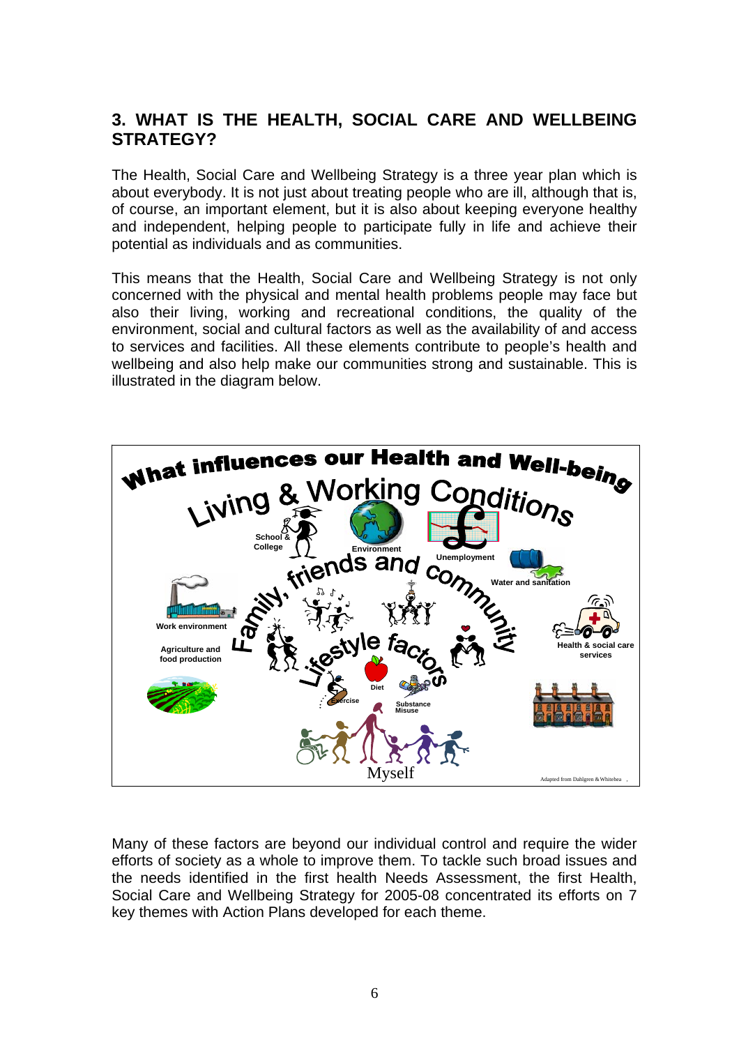## 3. WHAT IS THE HEALTH, SOCIAL CARE AND WELLBEING STRATEGY?

The Health, Social Care and Wellbeing Strategy is a three year plan which is about everybody. It is not just about treating people who are ill, although that is, of course, an important element, but it is also about keeping everyone healthy and independent, helping people to participate fully in life and achieve their potential as individuals and as communities.

This means that the Health, Social Care and Wellbeing Strategy is not only concerned with the physical and mental health problems people may face but also their living, working and recreational conditions, the quality of the environment, social and cultural factors as well as the availability of and access to services and facilities. All these elements contribute to people's health and wellbeing and also help make our communities strong and sustainable. This is illustrated in the diagram below.

What influences our Health and Well-being

Living & Working Conditions

School & College | Environment | Unemployment | Water and sanitation | Work environment | Agriculture and food production | Health & social care services

Family, friends and community

Lifestyle factors

Exercise | Diet | Substance Misuse

Myself

Adapted from Dahlgren & Whitehead

Many of these factors are beyond our individual control and require the wider efforts of society as a whole to improve them. To tackle such broad issues and the needs identified in the first health Needs Assessment, the first Health, Social Care and Wellbeing Strategy for 2005-08 concentrated its efforts on 7 key themes with Action Plans developed for each theme.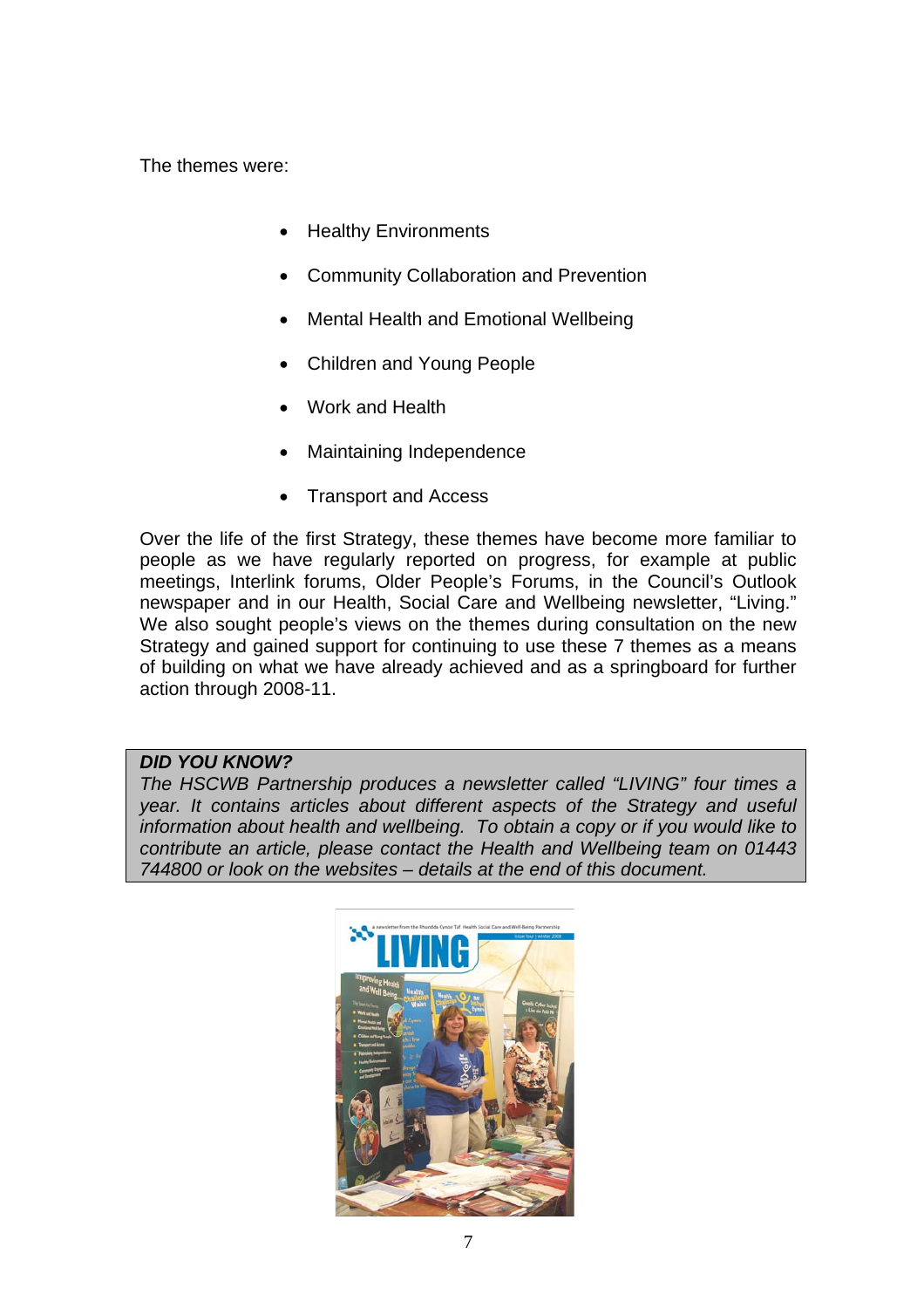The themes were:

- Healthy Environments
- Community Collaboration and Prevention
- Mental Health and Emotional Wellbeing
- Children and Young People
- Work and Health
- Maintaining Independence
- Transport and Access

Over the life of the first Strategy, these themes have become more familiar to people as we have regularly reported on progress, for example at public meetings, Interlink forums, Older People's Forums, in the Council's Outlook newspaper and in our Health, Social Care and Wellbeing newsletter, "Living." We also sought people's views on the themes during consultation on the new Strategy and gained support for continuing to use these 7 themes as a means of building on what we have already achieved and as a springboard for further action through 2008-11.

> ***DID YOU KNOW?***
> *The HSCWB Partnership produces a newsletter called "LIVING" four times a year. It contains articles about different aspects of the Strategy and useful information about health and wellbeing. To obtain a copy or if you would like to contribute an article, please contact the Health and Wellbeing team on 01443 744800 or look on the websites – details at the end of this document.*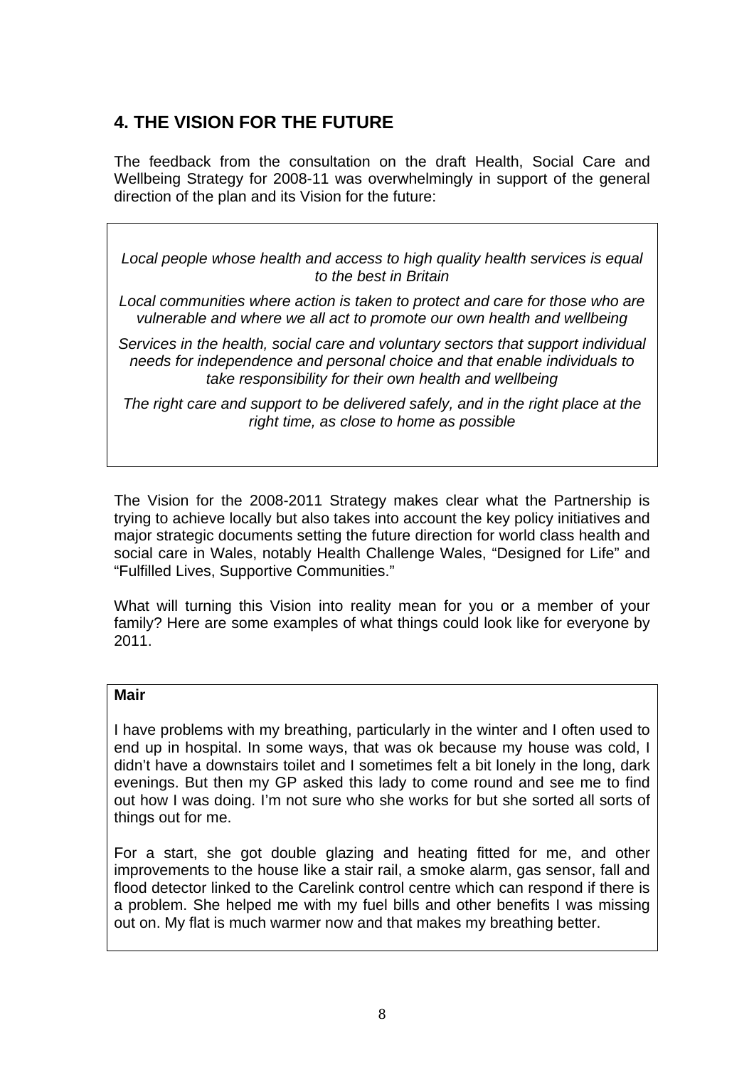## 4. THE VISION FOR THE FUTURE

The feedback from the consultation on the draft Health, Social Care and Wellbeing Strategy for 2008-11 was overwhelmingly in support of the general direction of the plan and its Vision for the future:

*Local people whose health and access to high quality health services is equal to the best in Britain*

*Local communities where action is taken to protect and care for those who are vulnerable and where we all act to promote our own health and wellbeing*

*Services in the health, social care and voluntary sectors that support individual needs for independence and personal choice and that enable individuals to take responsibility for their own health and wellbeing*

*The right care and support to be delivered safely, and in the right place at the right time, as close to home as possible*

The Vision for the 2008-2011 Strategy makes clear what the Partnership is trying to achieve locally but also takes into account the key policy initiatives and major strategic documents setting the future direction for world class health and social care in Wales, notably Health Challenge Wales, "Designed for Life" and "Fulfilled Lives, Supportive Communities."

What will turning this Vision into reality mean for you or a member of your family? Here are some examples of what things could look like for everyone by 2011.

**Mair**

I have problems with my breathing, particularly in the winter and I often used to end up in hospital. In some ways, that was ok because my house was cold, I didn't have a downstairs toilet and I sometimes felt a bit lonely in the long, dark evenings. But then my GP asked this lady to come round and see me to find out how I was doing. I'm not sure who she works for but she sorted all sorts of things out for me.

For a start, she got double glazing and heating fitted for me, and other improvements to the house like a stair rail, a smoke alarm, gas sensor, fall and flood detector linked to the Carelink control centre which can respond if there is a problem. She helped me with my fuel bills and other benefits I was missing out on. My flat is much warmer now and that makes my breathing better.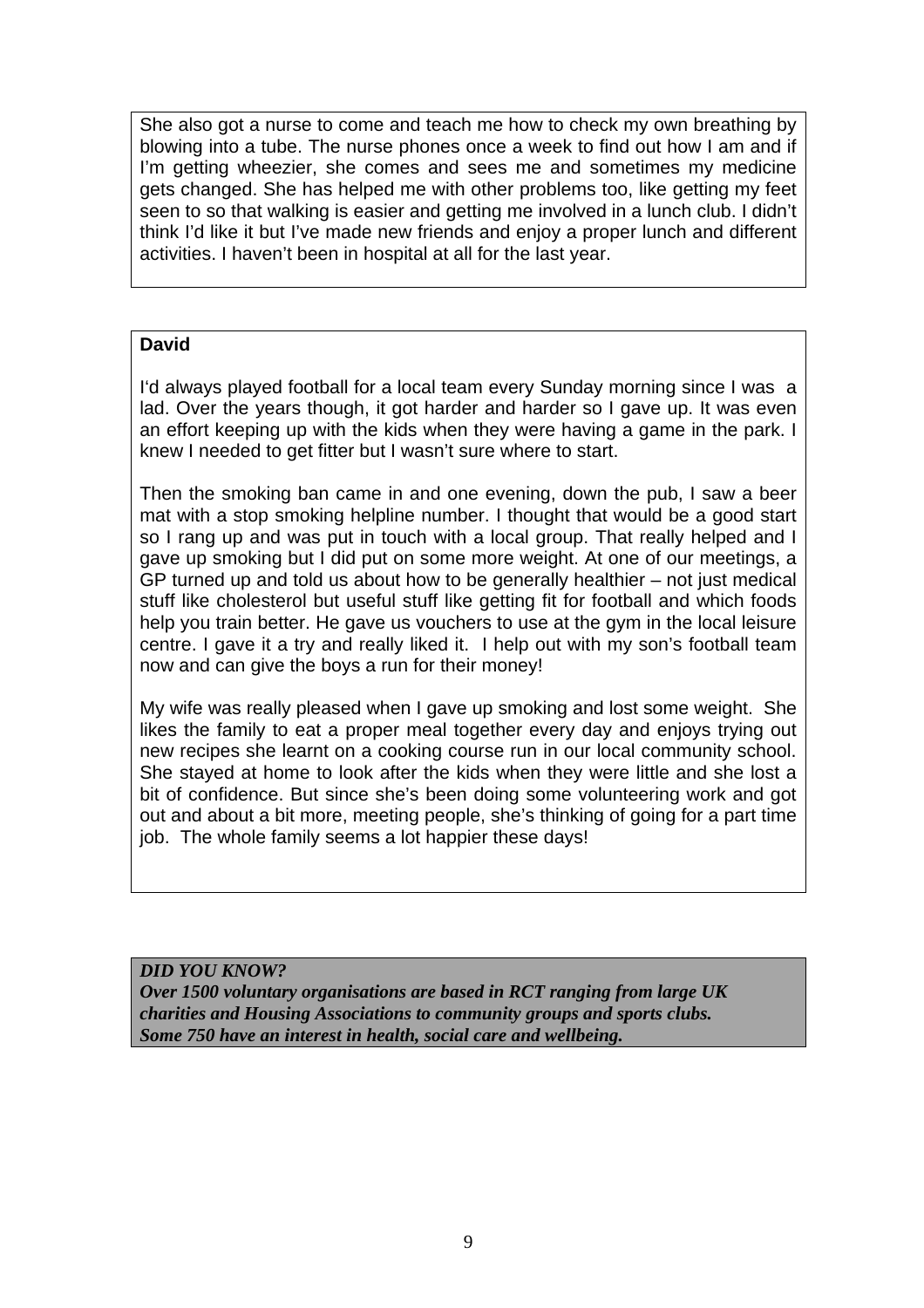She also got a nurse to come and teach me how to check my own breathing by blowing into a tube. The nurse phones once a week to find out how I am and if I'm getting wheezier, she comes and sees me and sometimes my medicine gets changed. She has helped me with other problems too, like getting my feet seen to so that walking is easier and getting me involved in a lunch club. I didn't think I'd like it but I've made new friends and enjoy a proper lunch and different activities. I haven't been in hospital at all for the last year.

**David**

I'd always played football for a local team every Sunday morning since I was a lad. Over the years though, it got harder and harder so I gave up. It was even an effort keeping up with the kids when they were having a game in the park. I knew I needed to get fitter but I wasn't sure where to start.

Then the smoking ban came in and one evening, down the pub, I saw a beer mat with a stop smoking helpline number. I thought that would be a good start so I rang up and was put in touch with a local group. That really helped and I gave up smoking but I did put on some more weight. At one of our meetings, a GP turned up and told us about how to be generally healthier – not just medical stuff like cholesterol but useful stuff like getting fit for football and which foods help you train better. He gave us vouchers to use at the gym in the local leisure centre. I gave it a try and really liked it. I help out with my son's football team now and can give the boys a run for their money!

My wife was really pleased when I gave up smoking and lost some weight. She likes the family to eat a proper meal together every day and enjoys trying out new recipes she learnt on a cooking course run in our local community school. She stayed at home to look after the kids when they were little and she lost a bit of confidence. But since she's been doing some volunteering work and got out and about a bit more, meeting people, she's thinking of going for a part time job. The whole family seems a lot happier these days!

***DID YOU KNOW?***
***Over 1500 voluntary organisations are based in RCT ranging from large UK charities and Housing Associations to community groups and sports clubs. Some 750 have an interest in health, social care and wellbeing.***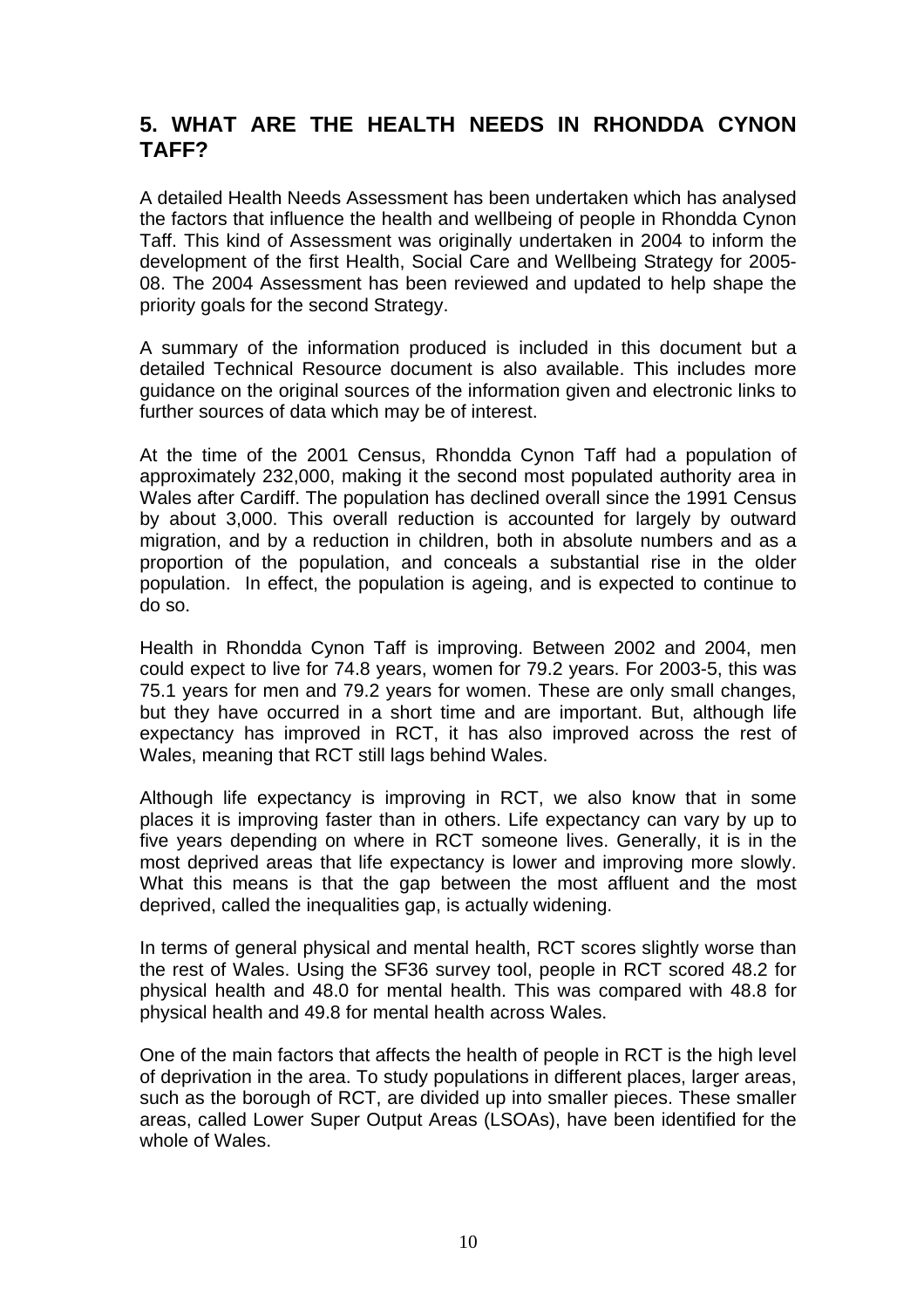## 5. WHAT ARE THE HEALTH NEEDS IN RHONDDA CYNON TAFF?

A detailed Health Needs Assessment has been undertaken which has analysed the factors that influence the health and wellbeing of people in Rhondda Cynon Taff. This kind of Assessment was originally undertaken in 2004 to inform the development of the first Health, Social Care and Wellbeing Strategy for 2005-08. The 2004 Assessment has been reviewed and updated to help shape the priority goals for the second Strategy.

A summary of the information produced is included in this document but a detailed Technical Resource document is also available. This includes more guidance on the original sources of the information given and electronic links to further sources of data which may be of interest.

At the time of the 2001 Census, Rhondda Cynon Taff had a population of approximately 232,000, making it the second most populated authority area in Wales after Cardiff. The population has declined overall since the 1991 Census by about 3,000. This overall reduction is accounted for largely by outward migration, and by a reduction in children, both in absolute numbers and as a proportion of the population, and conceals a substantial rise in the older population. In effect, the population is ageing, and is expected to continue to do so.

Health in Rhondda Cynon Taff is improving. Between 2002 and 2004, men could expect to live for 74.8 years, women for 79.2 years. For 2003-5, this was 75.1 years for men and 79.2 years for women. These are only small changes, but they have occurred in a short time and are important. But, although life expectancy has improved in RCT, it has also improved across the rest of Wales, meaning that RCT still lags behind Wales.

Although life expectancy is improving in RCT, we also know that in some places it is improving faster than in others. Life expectancy can vary by up to five years depending on where in RCT someone lives. Generally, it is in the most deprived areas that life expectancy is lower and improving more slowly. What this means is that the gap between the most affluent and the most deprived, called the inequalities gap, is actually widening.

In terms of general physical and mental health, RCT scores slightly worse than the rest of Wales. Using the SF36 survey tool, people in RCT scored 48.2 for physical health and 48.0 for mental health. This was compared with 48.8 for physical health and 49.8 for mental health across Wales.

One of the main factors that affects the health of people in RCT is the high level of deprivation in the area. To study populations in different places, larger areas, such as the borough of RCT, are divided up into smaller pieces. These smaller areas, called Lower Super Output Areas (LSOAs), have been identified for the whole of Wales.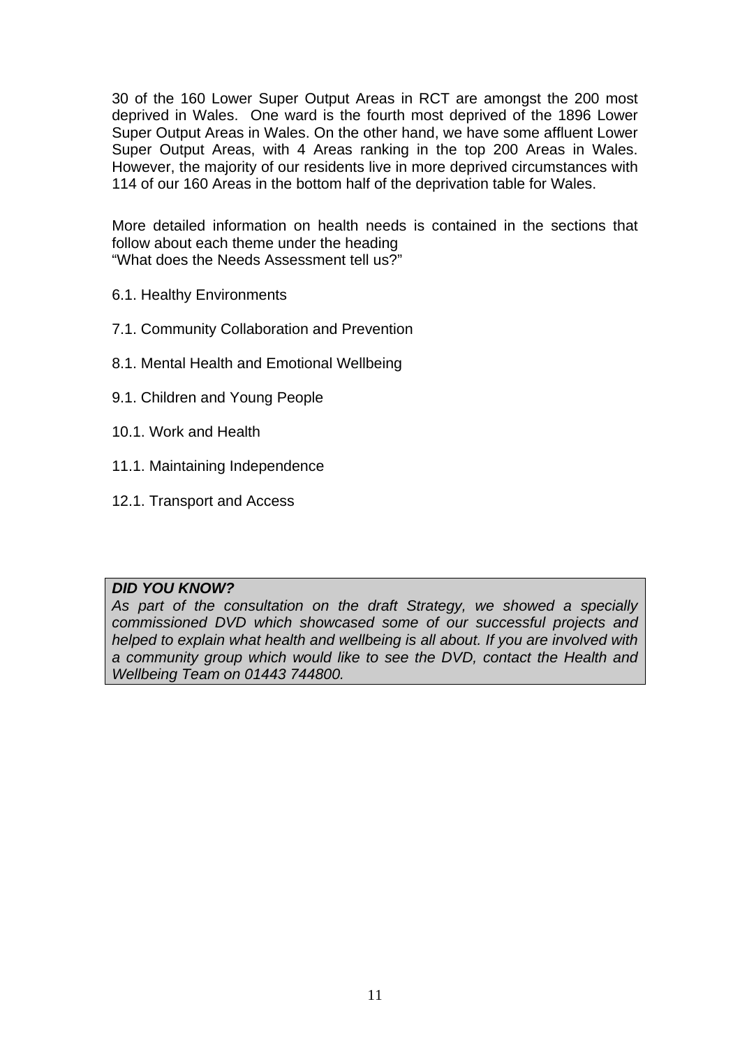30 of the 160 Lower Super Output Areas in RCT are amongst the 200 most deprived in Wales. One ward is the fourth most deprived of the 1896 Lower Super Output Areas in Wales. On the other hand, we have some affluent Lower Super Output Areas, with 4 Areas ranking in the top 200 Areas in Wales. However, the majority of our residents live in more deprived circumstances with 114 of our 160 Areas in the bottom half of the deprivation table for Wales.

More detailed information on health needs is contained in the sections that follow about each theme under the heading
"What does the Needs Assessment tell us?"

6.1. Healthy Environments

7.1. Community Collaboration and Prevention

8.1. Mental Health and Emotional Wellbeing

9.1. Children and Young People

10.1. Work and Health

11.1. Maintaining Independence

12.1. Transport and Access

> ***DID YOU KNOW?***
> *As part of the consultation on the draft Strategy, we showed a specially commissioned DVD which showcased some of our successful projects and helped to explain what health and wellbeing is all about. If you are involved with a community group which would like to see the DVD, contact the Health and Wellbeing Team on 01443 744800.*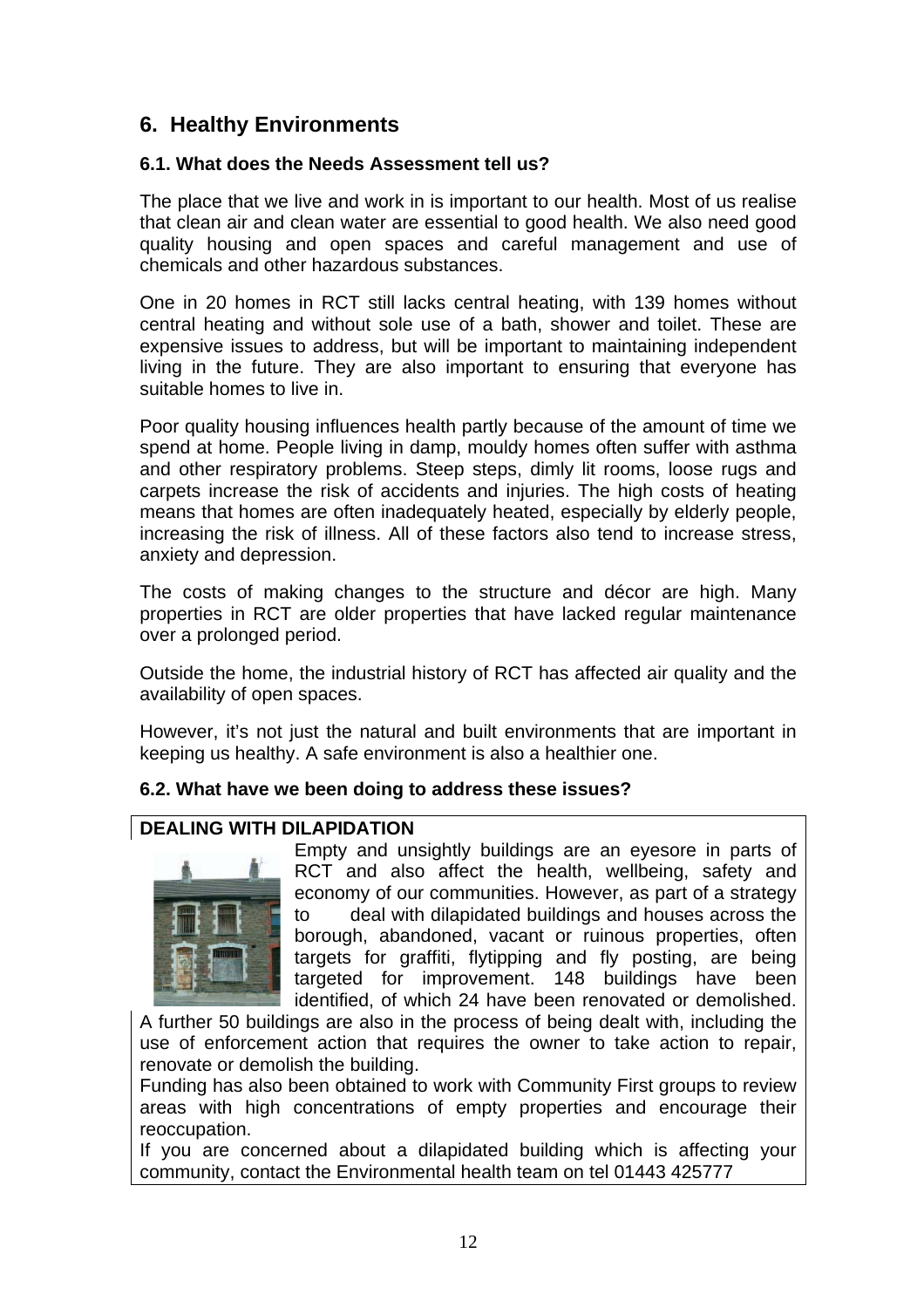## 6. Healthy Environments

### 6.1. What does the Needs Assessment tell us?

The place that we live and work in is important to our health. Most of us realise that clean air and clean water are essential to good health. We also need good quality housing and open spaces and careful management and use of chemicals and other hazardous substances.

One in 20 homes in RCT still lacks central heating, with 139 homes without central heating and without sole use of a bath, shower and toilet. These are expensive issues to address, but will be important to maintaining independent living in the future. They are also important to ensuring that everyone has suitable homes to live in.

Poor quality housing influences health partly because of the amount of time we spend at home. People living in damp, mouldy homes often suffer with asthma and other respiratory problems. Steep steps, dimly lit rooms, loose rugs and carpets increase the risk of accidents and injuries. The high costs of heating means that homes are often inadequately heated, especially by elderly people, increasing the risk of illness. All of these factors also tend to increase stress, anxiety and depression.

The costs of making changes to the structure and décor are high. Many properties in RCT are older properties that have lacked regular maintenance over a prolonged period.

Outside the home, the industrial history of RCT has affected air quality and the availability of open spaces.

However, it's not just the natural and built environments that are important in keeping us healthy. A safe environment is also a healthier one.

### 6.2. What have we been doing to address these issues?

**DEALING WITH DILAPIDATION**

Empty and unsightly buildings are an eyesore in parts of RCT and also affect the health, wellbeing, safety and economy of our communities. However, as part of a strategy to deal with dilapidated buildings and houses across the borough, abandoned, vacant or ruinous properties, often targets for graffiti, flytipping and fly posting, are being targeted for improvement. 148 buildings have been identified, of which 24 have been renovated or demolished. A further 50 buildings are also in the process of being dealt with, including the use of enforcement action that requires the owner to take action to repair, renovate or demolish the building.

Funding has also been obtained to work with Community First groups to review areas with high concentrations of empty properties and encourage their reoccupation.

If you are concerned about a dilapidated building which is affecting your community, contact the Environmental health team on tel 01443 425777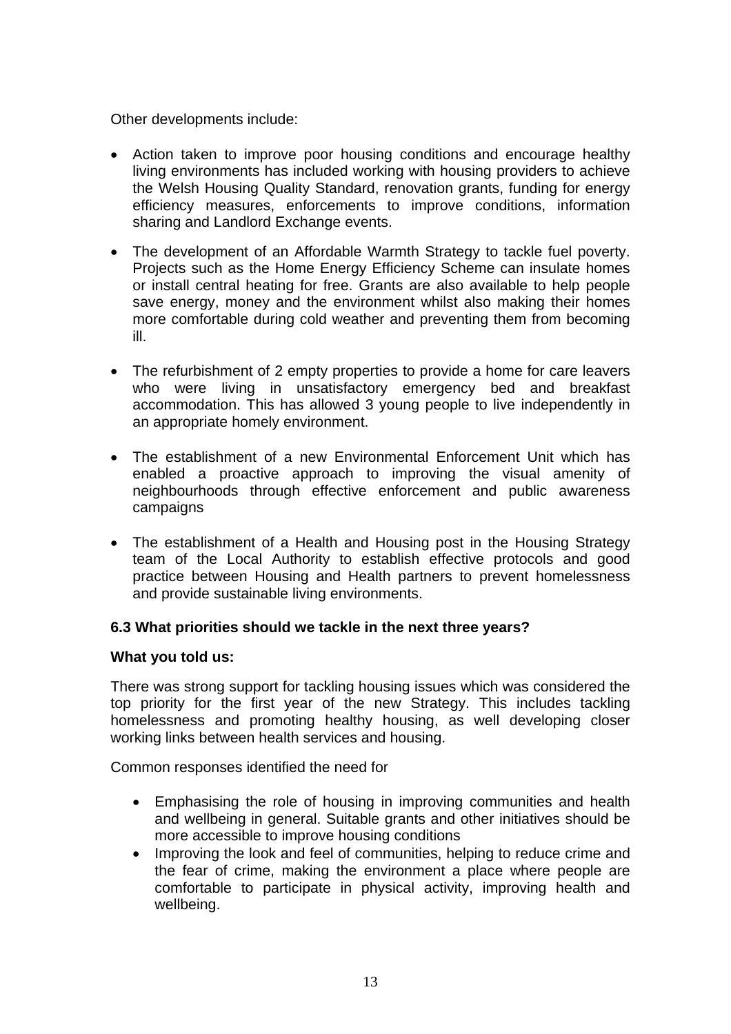Other developments include:

- Action taken to improve poor housing conditions and encourage healthy living environments has included working with housing providers to achieve the Welsh Housing Quality Standard, renovation grants, funding for energy efficiency measures, enforcements to improve conditions, information sharing and Landlord Exchange events.
- The development of an Affordable Warmth Strategy to tackle fuel poverty. Projects such as the Home Energy Efficiency Scheme can insulate homes or install central heating for free. Grants are also available to help people save energy, money and the environment whilst also making their homes more comfortable during cold weather and preventing them from becoming ill.
- The refurbishment of 2 empty properties to provide a home for care leavers who were living in unsatisfactory emergency bed and breakfast accommodation. This has allowed 3 young people to live independently in an appropriate homely environment.
- The establishment of a new Environmental Enforcement Unit which has enabled a proactive approach to improving the visual amenity of neighbourhoods through effective enforcement and public awareness campaigns
- The establishment of a Health and Housing post in the Housing Strategy team of the Local Authority to establish effective protocols and good practice between Housing and Health partners to prevent homelessness and provide sustainable living environments.

### 6.3 What priorities should we tackle in the next three years?

**What you told us:**

There was strong support for tackling housing issues which was considered the top priority for the first year of the new Strategy. This includes tackling homelessness and promoting healthy housing, as well developing closer working links between health services and housing.

Common responses identified the need for

- Emphasising the role of housing in improving communities and health and wellbeing in general. Suitable grants and other initiatives should be more accessible to improve housing conditions
- Improving the look and feel of communities, helping to reduce crime and the fear of crime, making the environment a place where people are comfortable to participate in physical activity, improving health and wellbeing.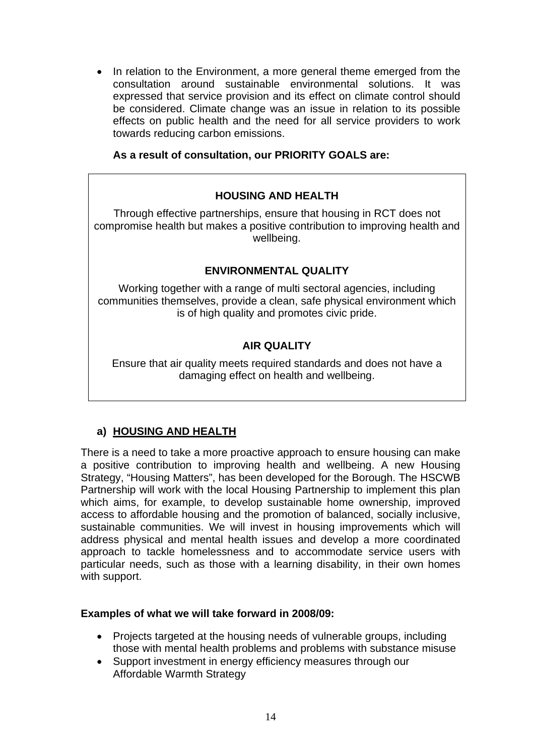- In relation to the Environment, a more general theme emerged from the consultation around sustainable environmental solutions. It was expressed that service provision and its effect on climate control should be considered. Climate change was an issue in relation to its possible effects on public health and the need for all service providers to work towards reducing carbon emissions.

**As a result of consultation, our PRIORITY GOALS are:**

> **HOUSING AND HEALTH**
>
> Through effective partnerships, ensure that housing in RCT does not compromise health but makes a positive contribution to improving health and wellbeing.
>
> **ENVIRONMENTAL QUALITY**
>
> Working together with a range of multi sectoral agencies, including communities themselves, provide a clean, safe physical environment which is of high quality and promotes civic pride.
>
> **AIR QUALITY**
>
> Ensure that air quality meets required standards and does not have a damaging effect on health and wellbeing.

### a) HOUSING AND HEALTH

There is a need to take a more proactive approach to ensure housing can make a positive contribution to improving health and wellbeing. A new Housing Strategy, "Housing Matters", has been developed for the Borough. The HSCWB Partnership will work with the local Housing Partnership to implement this plan which aims, for example, to develop sustainable home ownership, improved access to affordable housing and the promotion of balanced, socially inclusive, sustainable communities. We will invest in housing improvements which will address physical and mental health issues and develop a more coordinated approach to tackle homelessness and to accommodate service users with particular needs, such as those with a learning disability, in their own homes with support.

**Examples of what we will take forward in 2008/09:**

- Projects targeted at the housing needs of vulnerable groups, including those with mental health problems and problems with substance misuse
- Support investment in energy efficiency measures through our Affordable Warmth Strategy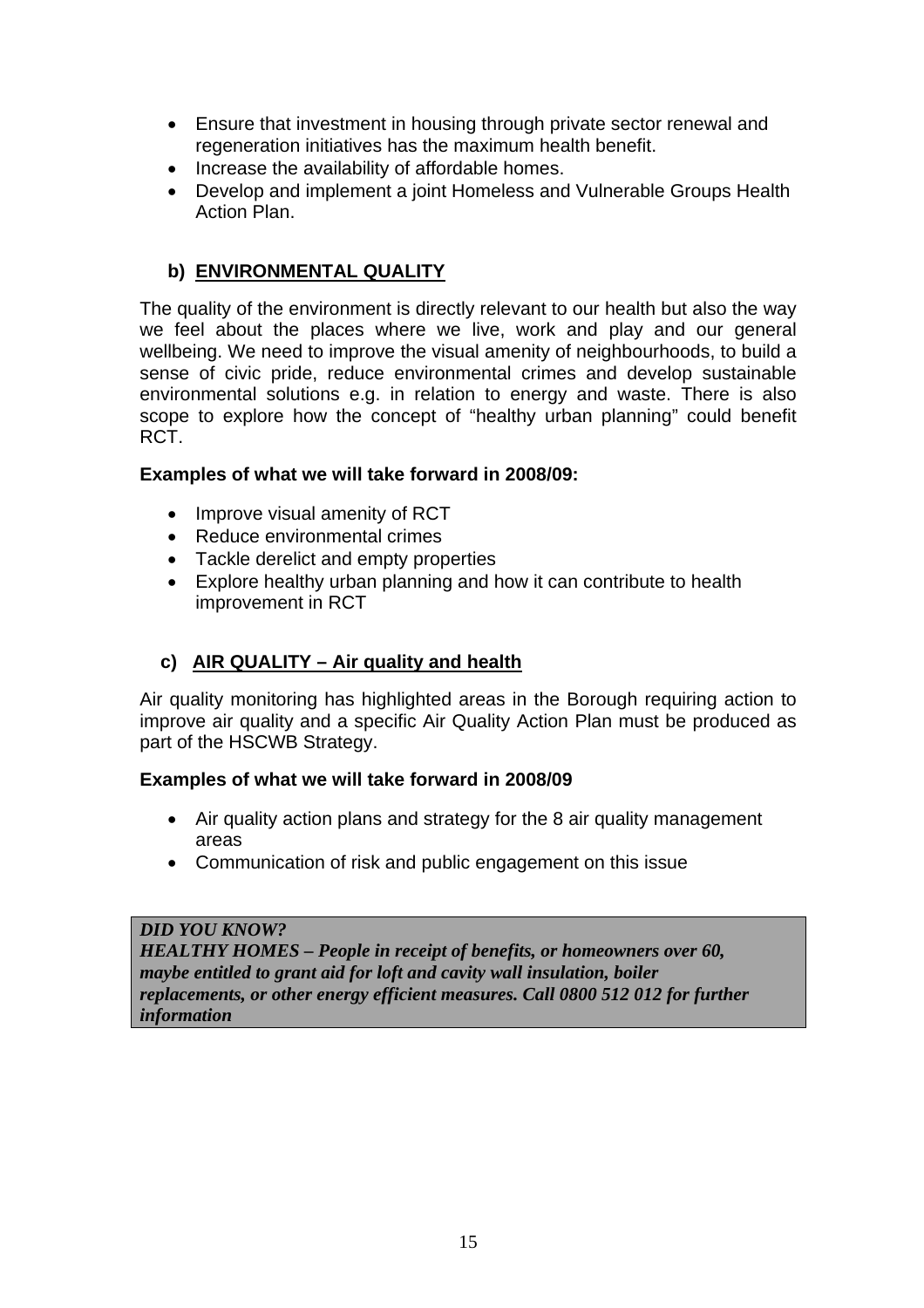- Ensure that investment in housing through private sector renewal and regeneration initiatives has the maximum health benefit.
- Increase the availability of affordable homes.
- Develop and implement a joint Homeless and Vulnerable Groups Health Action Plan.

### b) ENVIRONMENTAL QUALITY

The quality of the environment is directly relevant to our health but also the way we feel about the places where we live, work and play and our general wellbeing. We need to improve the visual amenity of neighbourhoods, to build a sense of civic pride, reduce environmental crimes and develop sustainable environmental solutions e.g. in relation to energy and waste. There is also scope to explore how the concept of "healthy urban planning" could benefit RCT.

**Examples of what we will take forward in 2008/09:**

- Improve visual amenity of RCT
- Reduce environmental crimes
- Tackle derelict and empty properties
- Explore healthy urban planning and how it can contribute to health improvement in RCT

### c) AIR QUALITY – Air quality and health

Air quality monitoring has highlighted areas in the Borough requiring action to improve air quality and a specific Air Quality Action Plan must be produced as part of the HSCWB Strategy.

**Examples of what we will take forward in 2008/09**

- Air quality action plans and strategy for the 8 air quality management areas
- Communication of risk and public engagement on this issue

***DID YOU KNOW?***
***HEALTHY HOMES – People in receipt of benefits, or homeowners over 60, maybe entitled to grant aid for loft and cavity wall insulation, boiler replacements, or other energy efficient measures. Call 0800 512 012 for further information***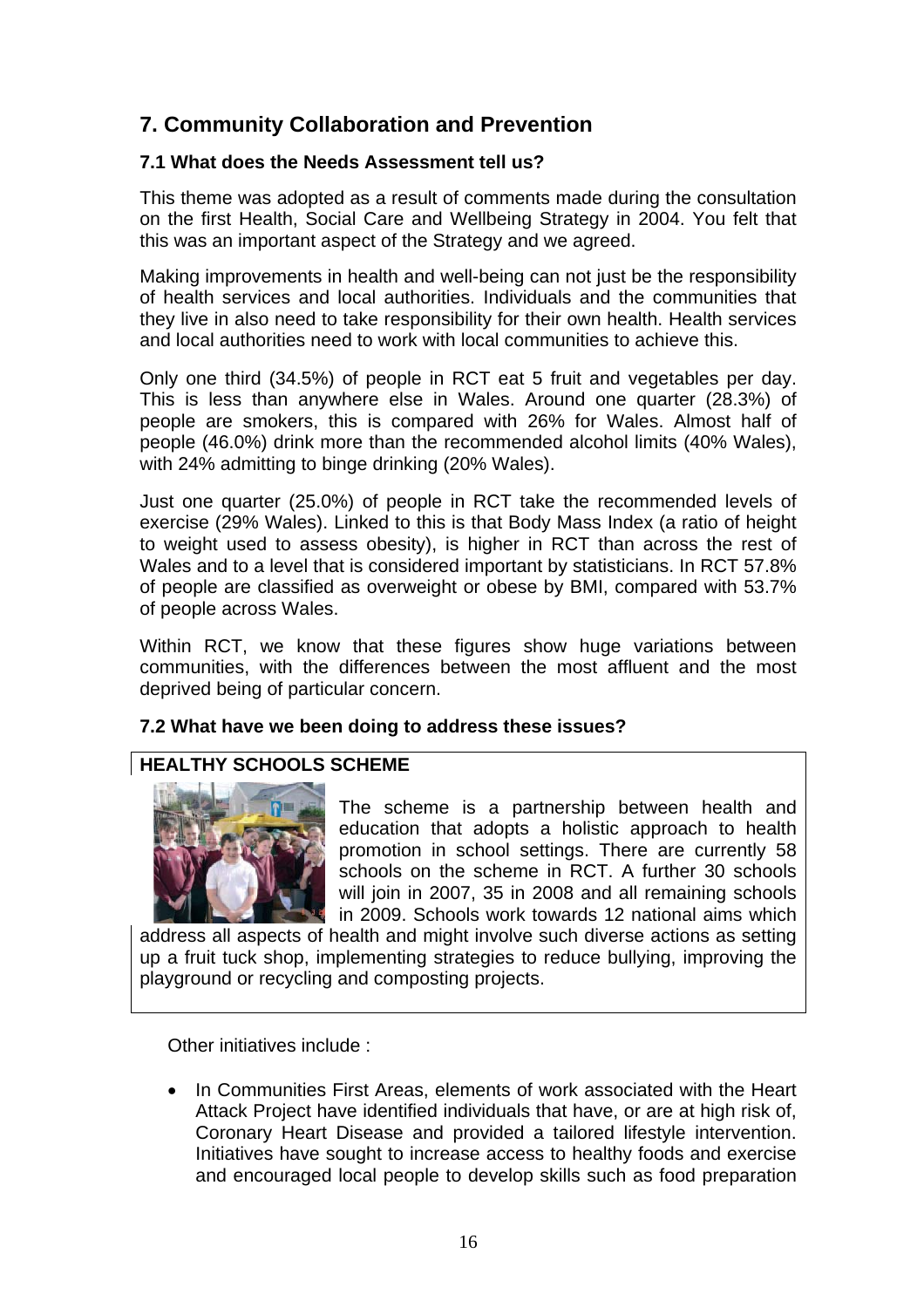## 7. Community Collaboration and Prevention

### 7.1 What does the Needs Assessment tell us?

This theme was adopted as a result of comments made during the consultation on the first Health, Social Care and Wellbeing Strategy in 2004. You felt that this was an important aspect of the Strategy and we agreed.

Making improvements in health and well-being can not just be the responsibility of health services and local authorities. Individuals and the communities that they live in also need to take responsibility for their own health. Health services and local authorities need to work with local communities to achieve this.

Only one third (34.5%) of people in RCT eat 5 fruit and vegetables per day. This is less than anywhere else in Wales. Around one quarter (28.3%) of people are smokers, this is compared with 26% for Wales. Almost half of people (46.0%) drink more than the recommended alcohol limits (40% Wales), with 24% admitting to binge drinking (20% Wales).

Just one quarter (25.0%) of people in RCT take the recommended levels of exercise (29% Wales). Linked to this is that Body Mass Index (a ratio of height to weight used to assess obesity), is higher in RCT than across the rest of Wales and to a level that is considered important by statisticians. In RCT 57.8% of people are classified as overweight or obese by BMI, compared with 53.7% of people across Wales.

Within RCT, we know that these figures show huge variations between communities, with the differences between the most affluent and the most deprived being of particular concern.

### 7.2 What have we been doing to address these issues?

**HEALTHY SCHOOLS SCHEME**

The scheme is a partnership between health and education that adopts a holistic approach to health promotion in school settings. There are currently 58 schools on the scheme in RCT. A further 30 schools will join in 2007, 35 in 2008 and all remaining schools in 2009. Schools work towards 12 national aims which address all aspects of health and might involve such diverse actions as setting up a fruit tuck shop, implementing strategies to reduce bullying, improving the playground or recycling and composting projects.

Other initiatives include :

- In Communities First Areas, elements of work associated with the Heart Attack Project have identified individuals that have, or are at high risk of, Coronary Heart Disease and provided a tailored lifestyle intervention. Initiatives have sought to increase access to healthy foods and exercise and encouraged local people to develop skills such as food preparation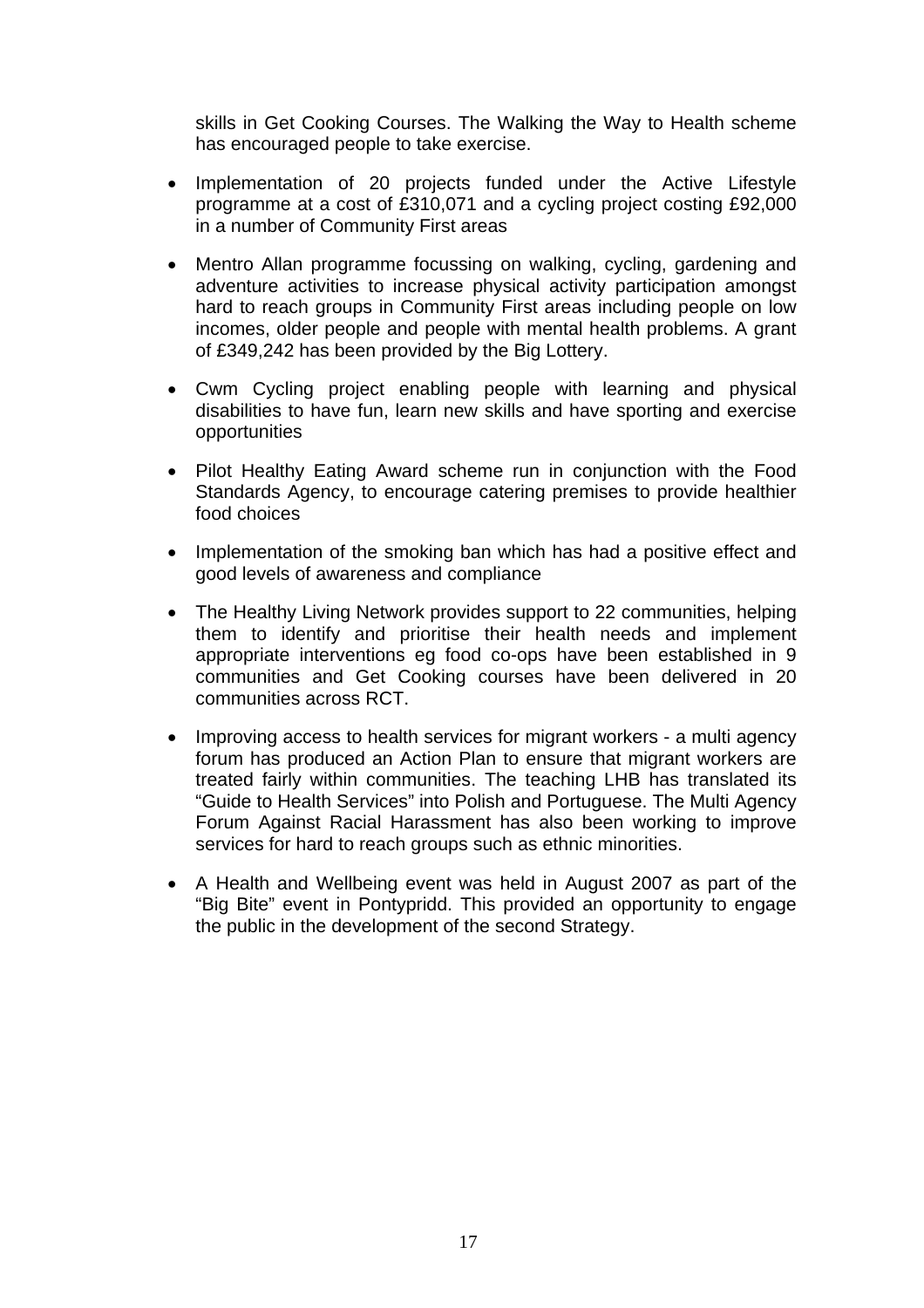skills in Get Cooking Courses. The Walking the Way to Health scheme has encouraged people to take exercise.

- Implementation of 20 projects funded under the Active Lifestyle programme at a cost of £310,071 and a cycling project costing £92,000 in a number of Community First areas
- Mentro Allan programme focussing on walking, cycling, gardening and adventure activities to increase physical activity participation amongst hard to reach groups in Community First areas including people on low incomes, older people and people with mental health problems. A grant of £349,242 has been provided by the Big Lottery.
- Cwm Cycling project enabling people with learning and physical disabilities to have fun, learn new skills and have sporting and exercise opportunities
- Pilot Healthy Eating Award scheme run in conjunction with the Food Standards Agency, to encourage catering premises to provide healthier food choices
- Implementation of the smoking ban which has had a positive effect and good levels of awareness and compliance
- The Healthy Living Network provides support to 22 communities, helping them to identify and prioritise their health needs and implement appropriate interventions eg food co-ops have been established in 9 communities and Get Cooking courses have been delivered in 20 communities across RCT.
- Improving access to health services for migrant workers - a multi agency forum has produced an Action Plan to ensure that migrant workers are treated fairly within communities. The teaching LHB has translated its "Guide to Health Services" into Polish and Portuguese. The Multi Agency Forum Against Racial Harassment has also been working to improve services for hard to reach groups such as ethnic minorities.
- A Health and Wellbeing event was held in August 2007 as part of the "Big Bite" event in Pontypridd. This provided an opportunity to engage the public in the development of the second Strategy.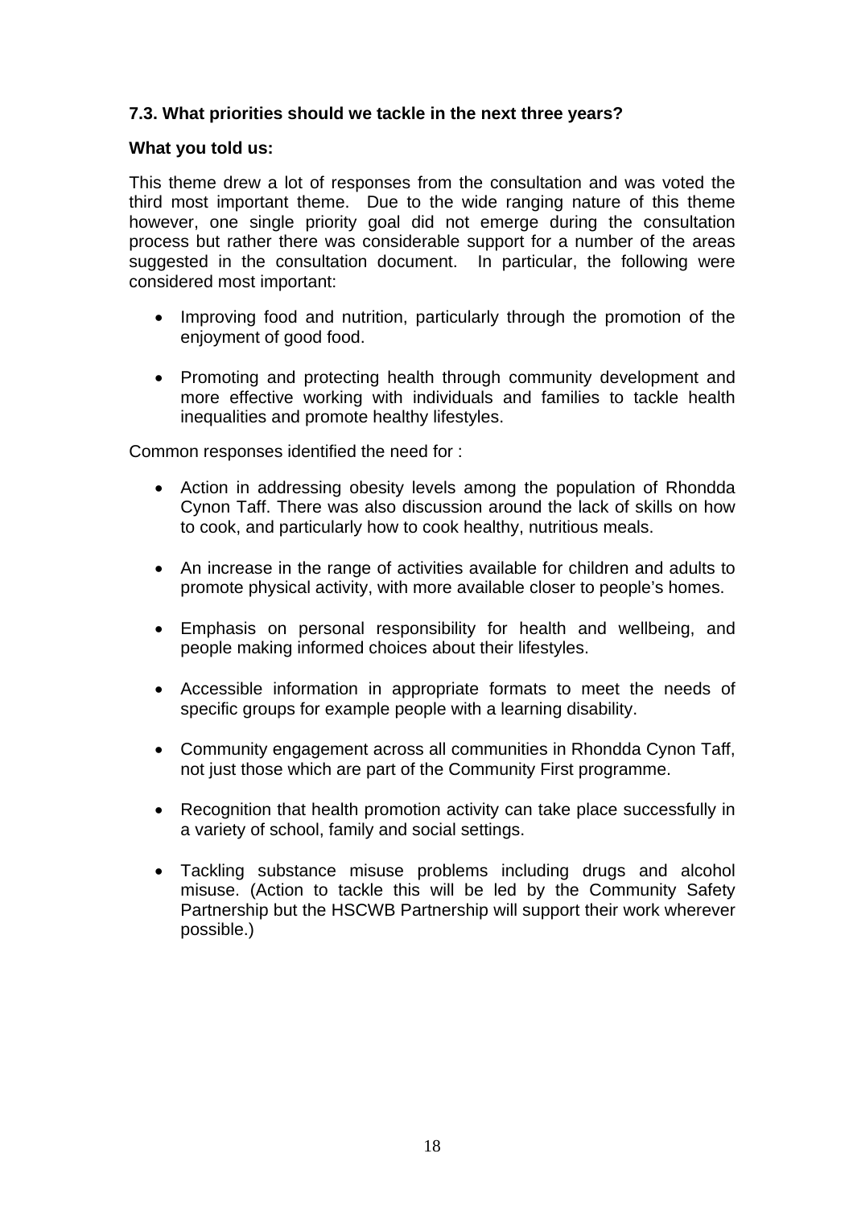### 7.3. What priorities should we tackle in the next three years?

**What you told us:**

This theme drew a lot of responses from the consultation and was voted the third most important theme. Due to the wide ranging nature of this theme however, one single priority goal did not emerge during the consultation process but rather there was considerable support for a number of the areas suggested in the consultation document. In particular, the following were considered most important:

- Improving food and nutrition, particularly through the promotion of the enjoyment of good food.
- Promoting and protecting health through community development and more effective working with individuals and families to tackle health inequalities and promote healthy lifestyles.

Common responses identified the need for :

- Action in addressing obesity levels among the population of Rhondda Cynon Taff. There was also discussion around the lack of skills on how to cook, and particularly how to cook healthy, nutritious meals.
- An increase in the range of activities available for children and adults to promote physical activity, with more available closer to people's homes.
- Emphasis on personal responsibility for health and wellbeing, and people making informed choices about their lifestyles.
- Accessible information in appropriate formats to meet the needs of specific groups for example people with a learning disability.
- Community engagement across all communities in Rhondda Cynon Taff, not just those which are part of the Community First programme.
- Recognition that health promotion activity can take place successfully in a variety of school, family and social settings.
- Tackling substance misuse problems including drugs and alcohol misuse. (Action to tackle this will be led by the Community Safety Partnership but the HSCWB Partnership will support their work wherever possible.)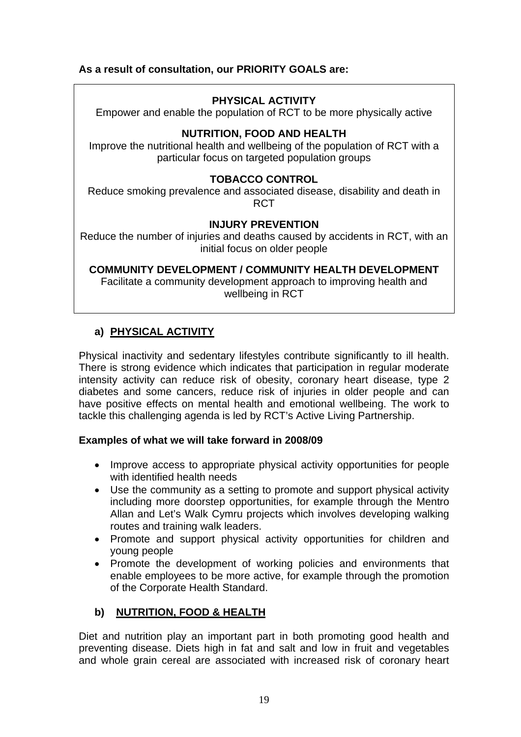**As a result of consultation, our PRIORITY GOALS are:**

**PHYSICAL ACTIVITY**
Empower and enable the population of RCT to be more physically active

**NUTRITION, FOOD AND HEALTH**
Improve the nutritional health and wellbeing of the population of RCT with a particular focus on targeted population groups

**TOBACCO CONTROL**
Reduce smoking prevalence and associated disease, disability and death in RCT

**INJURY PREVENTION**
Reduce the number of injuries and deaths caused by accidents in RCT, with an initial focus on older people

**COMMUNITY DEVELOPMENT / COMMUNITY HEALTH DEVELOPMENT**
Facilitate a community development approach to improving health and wellbeing in RCT

### a) PHYSICAL ACTIVITY

Physical inactivity and sedentary lifestyles contribute significantly to ill health. There is strong evidence which indicates that participation in regular moderate intensity activity can reduce risk of obesity, coronary heart disease, type 2 diabetes and some cancers, reduce risk of injuries in older people and can have positive effects on mental health and emotional wellbeing. The work to tackle this challenging agenda is led by RCT's Active Living Partnership.

**Examples of what we will take forward in 2008/09**

- Improve access to appropriate physical activity opportunities for people with identified health needs
- Use the community as a setting to promote and support physical activity including more doorstep opportunities, for example through the Mentro Allan and Let's Walk Cymru projects which involves developing walking routes and training walk leaders.
- Promote and support physical activity opportunities for children and young people
- Promote the development of working policies and environments that enable employees to be more active, for example through the promotion of the Corporate Health Standard.

### b) NUTRITION, FOOD & HEALTH

Diet and nutrition play an important part in both promoting good health and preventing disease. Diets high in fat and salt and low in fruit and vegetables and whole grain cereal are associated with increased risk of coronary heart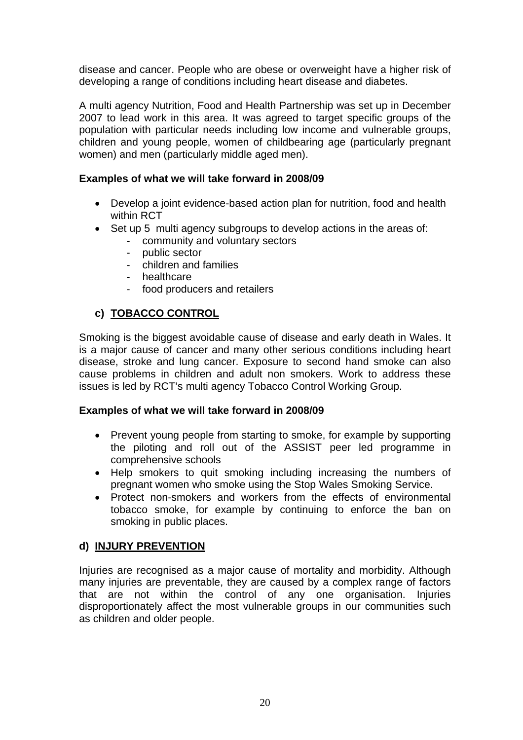disease and cancer. People who are obese or overweight have a higher risk of developing a range of conditions including heart disease and diabetes.

A multi agency Nutrition, Food and Health Partnership was set up in December 2007 to lead work in this area. It was agreed to target specific groups of the population with particular needs including low income and vulnerable groups, children and young people, women of childbearing age (particularly pregnant women) and men (particularly middle aged men).

**Examples of what we will take forward in 2008/09**

- Develop a joint evidence-based action plan for nutrition, food and health within RCT
- Set up 5 multi agency subgroups to develop actions in the areas of:
    - community and voluntary sectors
    - public sector
    - children and families
    - healthcare
    - food producers and retailers

### c) TOBACCO CONTROL

Smoking is the biggest avoidable cause of disease and early death in Wales. It is a major cause of cancer and many other serious conditions including heart disease, stroke and lung cancer. Exposure to second hand smoke can also cause problems in children and adult non smokers. Work to address these issues is led by RCT's multi agency Tobacco Control Working Group.

**Examples of what we will take forward in 2008/09**

- Prevent young people from starting to smoke, for example by supporting the piloting and roll out of the ASSIST peer led programme in comprehensive schools
- Help smokers to quit smoking including increasing the numbers of pregnant women who smoke using the Stop Wales Smoking Service.
- Protect non-smokers and workers from the effects of environmental tobacco smoke, for example by continuing to enforce the ban on smoking in public places.

### d) INJURY PREVENTION

Injuries are recognised as a major cause of mortality and morbidity. Although many injuries are preventable, they are caused by a complex range of factors that are not within the control of any one organisation. Injuries disproportionately affect the most vulnerable groups in our communities such as children and older people.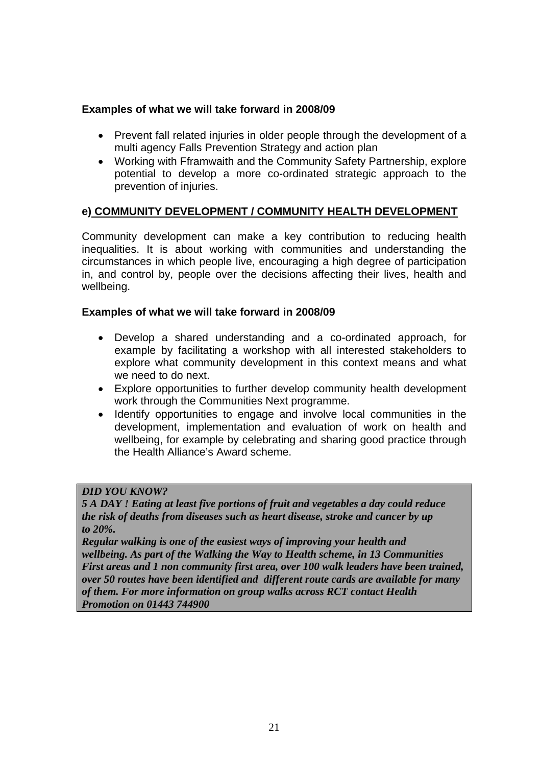**Examples of what we will take forward in 2008/09**

- Prevent fall related injuries in older people through the development of a multi agency Falls Prevention Strategy and action plan
- Working with Fframwaith and the Community Safety Partnership, explore potential to develop a more co-ordinated strategic approach to the prevention of injuries.

### e) COMMUNITY DEVELOPMENT / COMMUNITY HEALTH DEVELOPMENT

Community development can make a key contribution to reducing health inequalities. It is about working with communities and understanding the circumstances in which people live, encouraging a high degree of participation in, and control by, people over the decisions affecting their lives, health and wellbeing.

**Examples of what we will take forward in 2008/09**

- Develop a shared understanding and a co-ordinated approach, for example by facilitating a workshop with all interested stakeholders to explore what community development in this context means and what we need to do next.
- Explore opportunities to further develop community health development work through the Communities Next programme.
- Identify opportunities to engage and involve local communities in the development, implementation and evaluation of work on health and wellbeing, for example by celebrating and sharing good practice through the Health Alliance's Award scheme.

***DID YOU KNOW?***
***5 A DAY ! Eating at least five portions of fruit and vegetables a day could reduce the risk of deaths from diseases such as heart disease, stroke and cancer by up to 20%.***
***Regular walking is one of the easiest ways of improving your health and wellbeing. As part of the Walking the Way to Health scheme, in 13 Communities First areas and 1 non community first area, over 100 walk leaders have been trained, over 50 routes have been identified and different route cards are available for many of them. For more information on group walks across RCT contact Health Promotion on 01443 744900***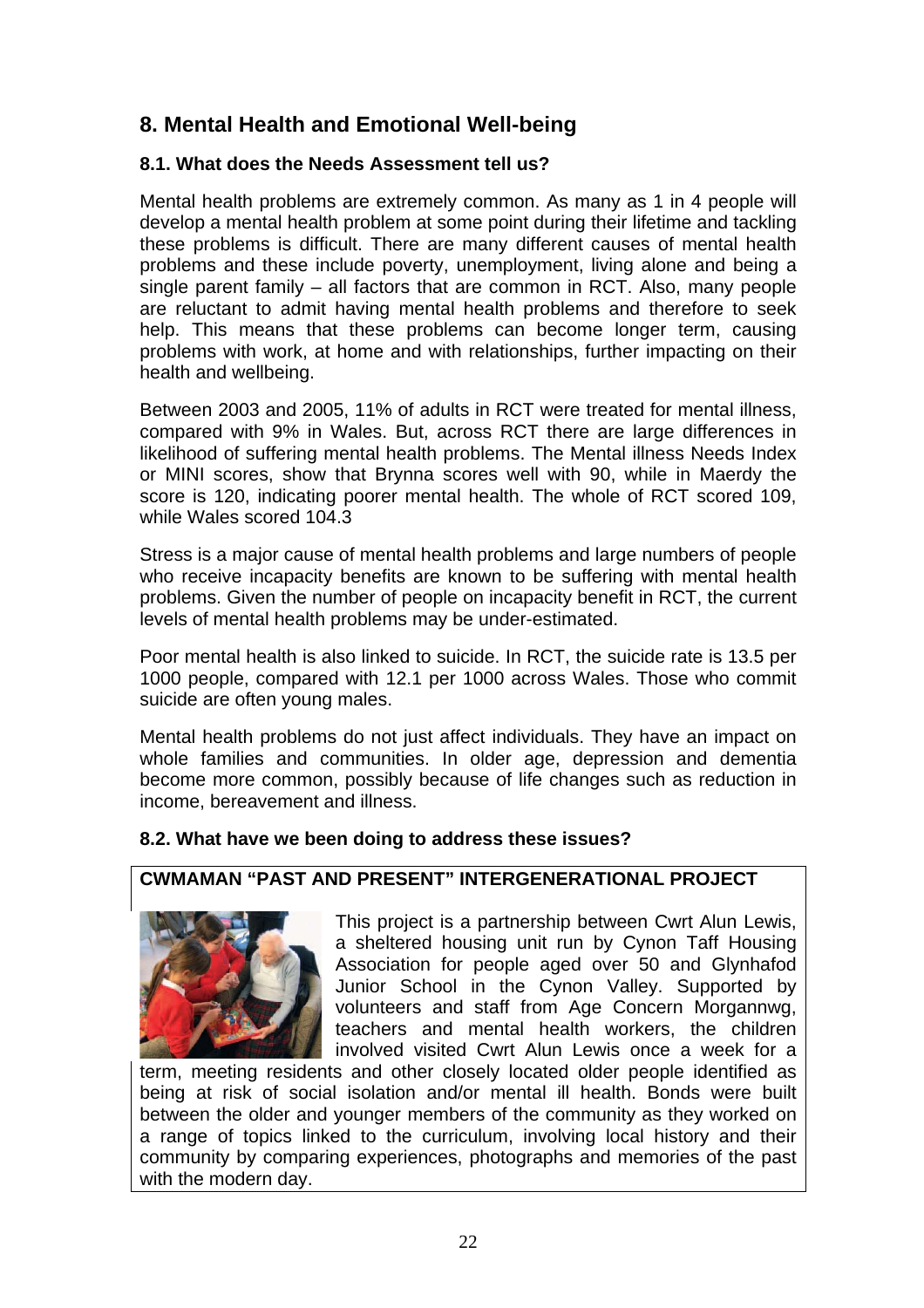## 8. Mental Health and Emotional Well-being

### 8.1. What does the Needs Assessment tell us?

Mental health problems are extremely common. As many as 1 in 4 people will develop a mental health problem at some point during their lifetime and tackling these problems is difficult. There are many different causes of mental health problems and these include poverty, unemployment, living alone and being a single parent family – all factors that are common in RCT. Also, many people are reluctant to admit having mental health problems and therefore to seek help. This means that these problems can become longer term, causing problems with work, at home and with relationships, further impacting on their health and wellbeing.

Between 2003 and 2005, 11% of adults in RCT were treated for mental illness, compared with 9% in Wales. But, across RCT there are large differences in likelihood of suffering mental health problems. The Mental illness Needs Index or MINI scores, show that Brynna scores well with 90, while in Maerdy the score is 120, indicating poorer mental health. The whole of RCT scored 109, while Wales scored 104.3

Stress is a major cause of mental health problems and large numbers of people who receive incapacity benefits are known to be suffering with mental health problems. Given the number of people on incapacity benefit in RCT, the current levels of mental health problems may be under-estimated.

Poor mental health is also linked to suicide. In RCT, the suicide rate is 13.5 per 1000 people, compared with 12.1 per 1000 across Wales. Those who commit suicide are often young males.

Mental health problems do not just affect individuals. They have an impact on whole families and communities. In older age, depression and dementia become more common, possibly because of life changes such as reduction in income, bereavement and illness.

### 8.2. What have we been doing to address these issues?

**CWMAMAN "PAST AND PRESENT" INTERGENERATIONAL PROJECT**

This project is a partnership between Cwrt Alun Lewis, a sheltered housing unit run by Cynon Taff Housing Association for people aged over 50 and Glynhafod Junior School in the Cynon Valley. Supported by volunteers and staff from Age Concern Morgannwg, teachers and mental health workers, the children involved visited Cwrt Alun Lewis once a week for a term, meeting residents and other closely located older people identified as being at risk of social isolation and/or mental ill health. Bonds were built between the older and younger members of the community as they worked on a range of topics linked to the curriculum, involving local history and their community by comparing experiences, photographs and memories of the past with the modern day.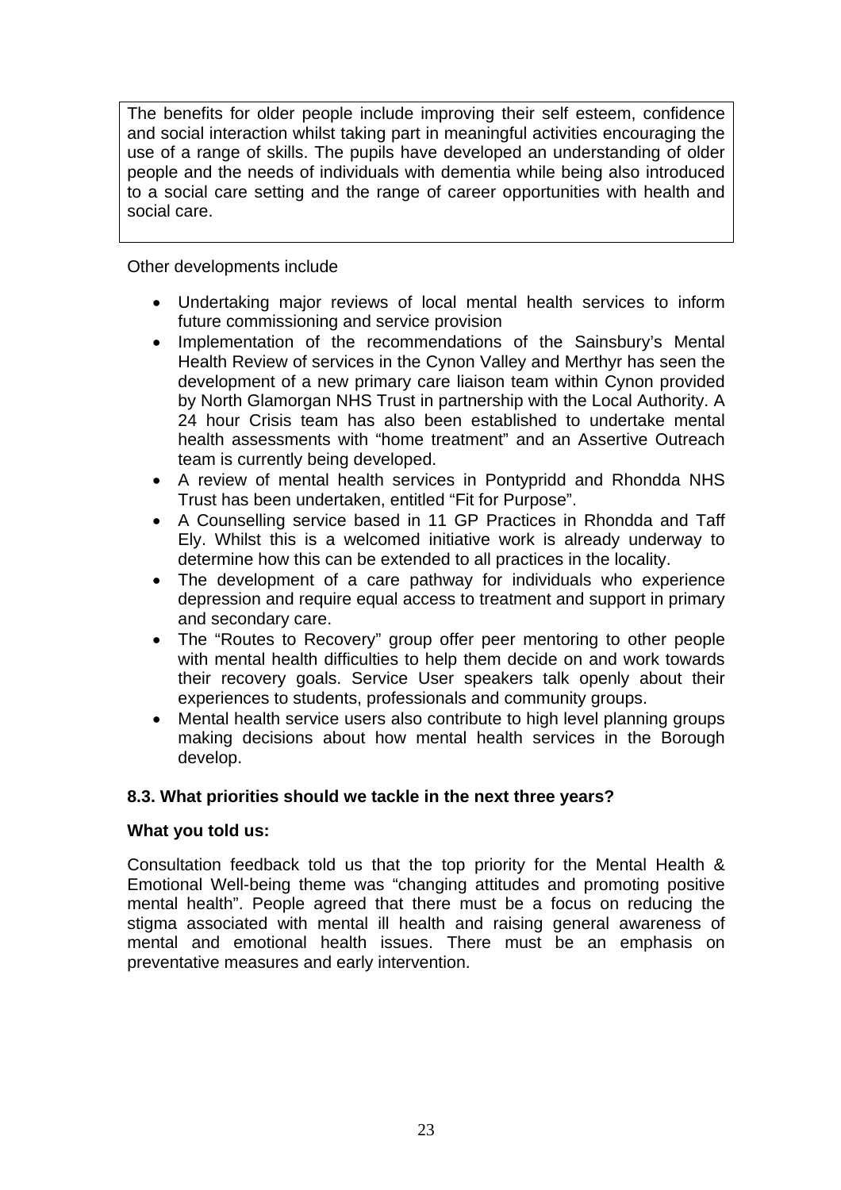The benefits for older people include improving their self esteem, confidence and social interaction whilst taking part in meaningful activities encouraging the use of a range of skills. The pupils have developed an understanding of older people and the needs of individuals with dementia while being also introduced to a social care setting and the range of career opportunities with health and social care.

Other developments include

- Undertaking major reviews of local mental health services to inform future commissioning and service provision
- Implementation of the recommendations of the Sainsbury's Mental Health Review of services in the Cynon Valley and Merthyr has seen the development of a new primary care liaison team within Cynon provided by North Glamorgan NHS Trust in partnership with the Local Authority. A 24 hour Crisis team has also been established to undertake mental health assessments with "home treatment" and an Assertive Outreach team is currently being developed.
- A review of mental health services in Pontypridd and Rhondda NHS Trust has been undertaken, entitled "Fit for Purpose".
- A Counselling service based in 11 GP Practices in Rhondda and Taff Ely. Whilst this is a welcomed initiative work is already underway to determine how this can be extended to all practices in the locality.
- The development of a care pathway for individuals who experience depression and require equal access to treatment and support in primary and secondary care.
- The "Routes to Recovery" group offer peer mentoring to other people with mental health difficulties to help them decide on and work towards their recovery goals. Service User speakers talk openly about their experiences to students, professionals and community groups.
- Mental health service users also contribute to high level planning groups making decisions about how mental health services in the Borough develop.

### 8.3. What priorities should we tackle in the next three years?

**What you told us:**

Consultation feedback told us that the top priority for the Mental Health & Emotional Well-being theme was "changing attitudes and promoting positive mental health". People agreed that there must be a focus on reducing the stigma associated with mental ill health and raising general awareness of mental and emotional health issues. There must be an emphasis on preventative measures and early intervention.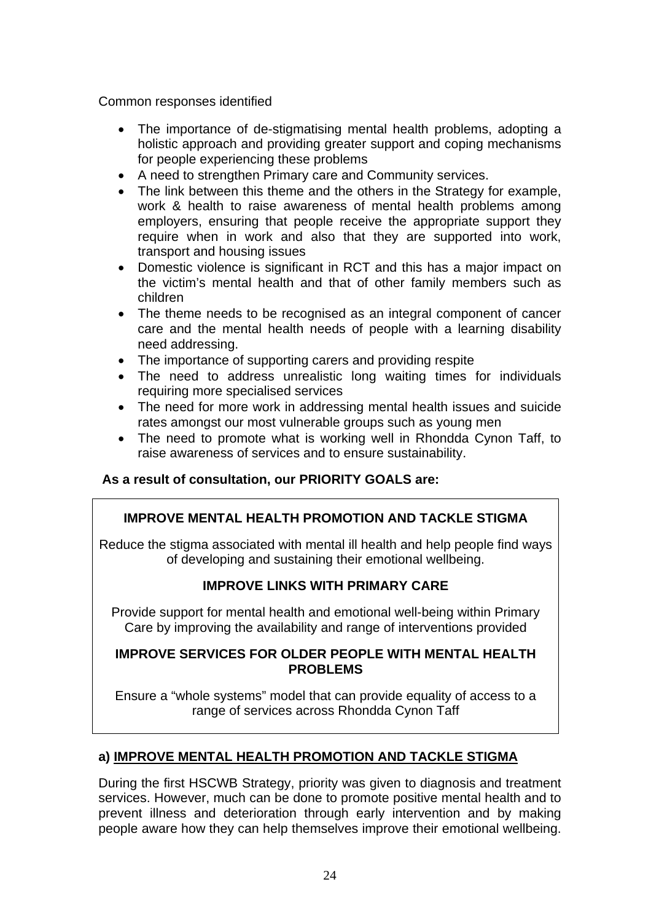Common responses identified

- The importance of de-stigmatising mental health problems, adopting a holistic approach and providing greater support and coping mechanisms for people experiencing these problems
- A need to strengthen Primary care and Community services.
- The link between this theme and the others in the Strategy for example, work & health to raise awareness of mental health problems among employers, ensuring that people receive the appropriate support they require when in work and also that they are supported into work, transport and housing issues
- Domestic violence is significant in RCT and this has a major impact on the victim's mental health and that of other family members such as children
- The theme needs to be recognised as an integral component of cancer care and the mental health needs of people with a learning disability need addressing.
- The importance of supporting carers and providing respite
- The need to address unrealistic long waiting times for individuals requiring more specialised services
- The need for more work in addressing mental health issues and suicide rates amongst our most vulnerable groups such as young men
- The need to promote what is working well in Rhondda Cynon Taff, to raise awareness of services and to ensure sustainability.

**As a result of consultation, our PRIORITY GOALS are:**

**IMPROVE MENTAL HEALTH PROMOTION AND TACKLE STIGMA**

Reduce the stigma associated with mental ill health and help people find ways of developing and sustaining their emotional wellbeing.

**IMPROVE LINKS WITH PRIMARY CARE**

Provide support for mental health and emotional well-being within Primary Care by improving the availability and range of interventions provided

**IMPROVE SERVICES FOR OLDER PEOPLE WITH MENTAL HEALTH PROBLEMS**

Ensure a "whole systems" model that can provide equality of access to a range of services across Rhondda Cynon Taff

### a) IMPROVE MENTAL HEALTH PROMOTION AND TACKLE STIGMA

During the first HSCWB Strategy, priority was given to diagnosis and treatment services. However, much can be done to promote positive mental health and to prevent illness and deterioration through early intervention and by making people aware how they can help themselves improve their emotional wellbeing.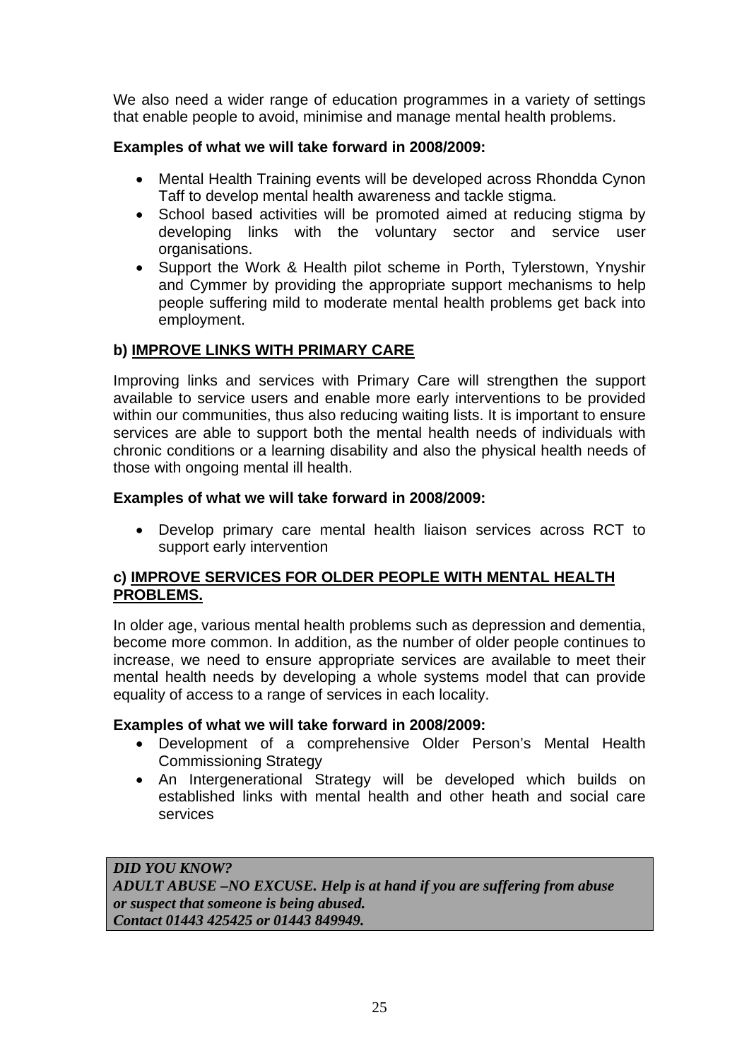We also need a wider range of education programmes in a variety of settings that enable people to avoid, minimise and manage mental health problems.

**Examples of what we will take forward in 2008/2009:**

- Mental Health Training events will be developed across Rhondda Cynon Taff to develop mental health awareness and tackle stigma.
- School based activities will be promoted aimed at reducing stigma by developing links with the voluntary sector and service user organisations.
- Support the Work & Health pilot scheme in Porth, Tylerstown, Ynyshir and Cymmer by providing the appropriate support mechanisms to help people suffering mild to moderate mental health problems get back into employment.

**b) <u>IMPROVE LINKS WITH PRIMARY CARE</u>**

Improving links and services with Primary Care will strengthen the support available to service users and enable more early interventions to be provided within our communities, thus also reducing waiting lists. It is important to ensure services are able to support both the mental health needs of individuals with chronic conditions or a learning disability and also the physical health needs of those with ongoing mental ill health.

**Examples of what we will take forward in 2008/2009:**

- Develop primary care mental health liaison services across RCT to support early intervention

**c) <u>IMPROVE SERVICES FOR OLDER PEOPLE WITH MENTAL HEALTH PROBLEMS.</u>**

In older age, various mental health problems such as depression and dementia, become more common. In addition, as the number of older people continues to increase, we need to ensure appropriate services are available to meet their mental health needs by developing a whole systems model that can provide equality of access to a range of services in each locality.

**Examples of what we will take forward in 2008/2009:**

- Development of a comprehensive Older Person's Mental Health Commissioning Strategy
- An Intergenerational Strategy will be developed which builds on established links with mental health and other heath and social care services

***DID YOU KNOW?***
***ADULT ABUSE –NO EXCUSE. Help is at hand if you are suffering from abuse or suspect that someone is being abused.***
***Contact 01443 425425 or 01443 849949.***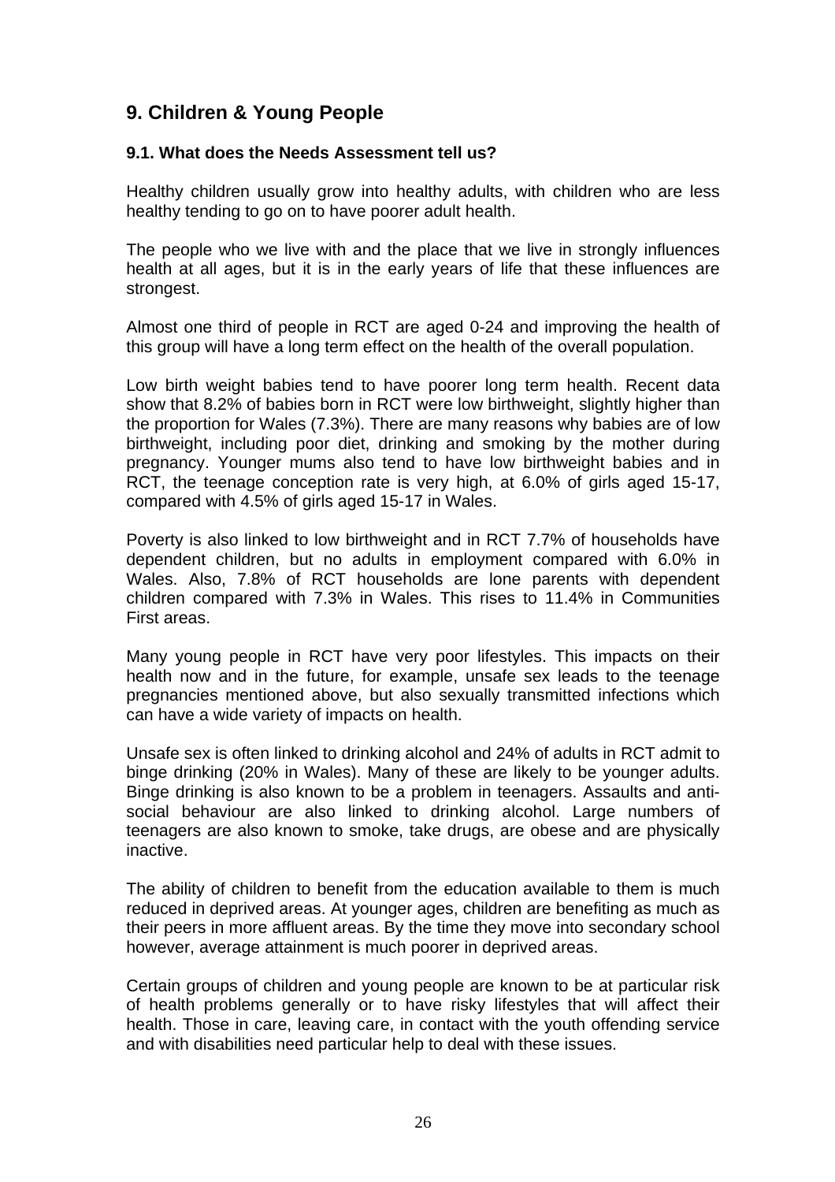## 9. Children & Young People

### 9.1. What does the Needs Assessment tell us?

Healthy children usually grow into healthy adults, with children who are less healthy tending to go on to have poorer adult health.

The people who we live with and the place that we live in strongly influences health at all ages, but it is in the early years of life that these influences are strongest.

Almost one third of people in RCT are aged 0-24 and improving the health of this group will have a long term effect on the health of the overall population.

Low birth weight babies tend to have poorer long term health. Recent data show that 8.2% of babies born in RCT were low birthweight, slightly higher than the proportion for Wales (7.3%). There are many reasons why babies are of low birthweight, including poor diet, drinking and smoking by the mother during pregnancy. Younger mums also tend to have low birthweight babies and in RCT, the teenage conception rate is very high, at 6.0% of girls aged 15-17, compared with 4.5% of girls aged 15-17 in Wales.

Poverty is also linked to low birthweight and in RCT 7.7% of households have dependent children, but no adults in employment compared with 6.0% in Wales. Also, 7.8% of RCT households are lone parents with dependent children compared with 7.3% in Wales. This rises to 11.4% in Communities First areas.

Many young people in RCT have very poor lifestyles. This impacts on their health now and in the future, for example, unsafe sex leads to the teenage pregnancies mentioned above, but also sexually transmitted infections which can have a wide variety of impacts on health.

Unsafe sex is often linked to drinking alcohol and 24% of adults in RCT admit to binge drinking (20% in Wales). Many of these are likely to be younger adults. Binge drinking is also known to be a problem in teenagers. Assaults and anti-social behaviour are also linked to drinking alcohol. Large numbers of teenagers are also known to smoke, take drugs, are obese and are physically inactive.

The ability of children to benefit from the education available to them is much reduced in deprived areas. At younger ages, children are benefiting as much as their peers in more affluent areas. By the time they move into secondary school however, average attainment is much poorer in deprived areas.

Certain groups of children and young people are known to be at particular risk of health problems generally or to have risky lifestyles that will affect their health. Those in care, leaving care, in contact with the youth offending service and with disabilities need particular help to deal with these issues.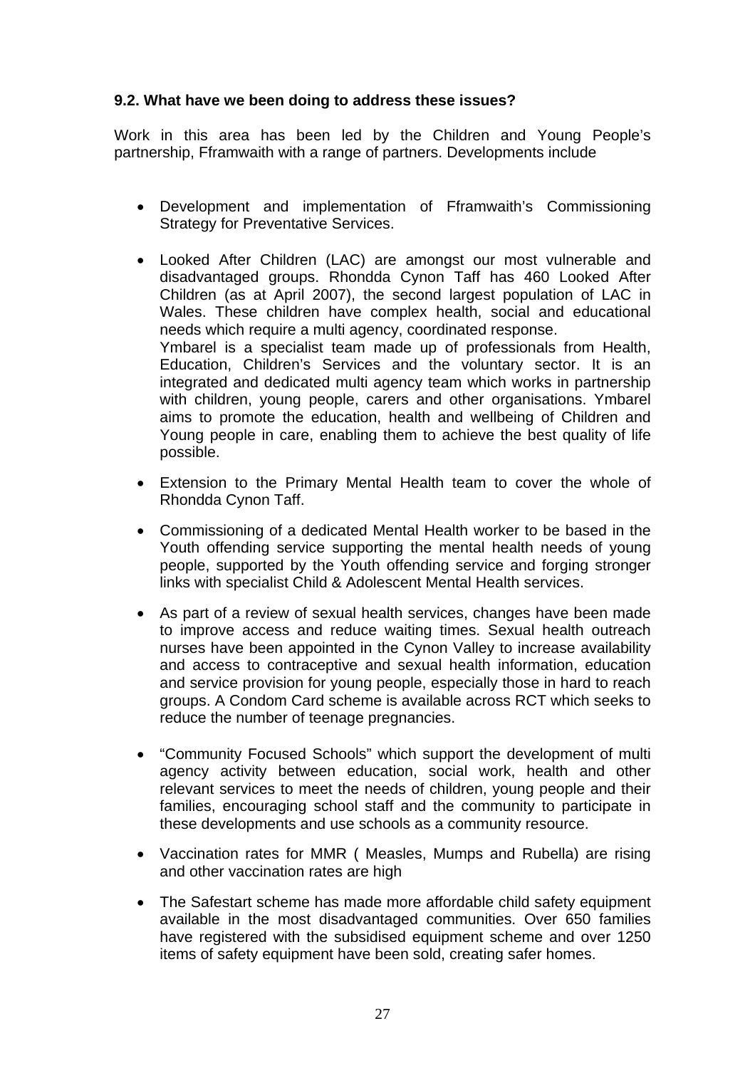### 9.2. What have we been doing to address these issues?

Work in this area has been led by the Children and Young People's partnership, Fframwaith with a range of partners. Developments include

- Development and implementation of Fframwaith's Commissioning Strategy for Preventative Services.
- Looked After Children (LAC) are amongst our most vulnerable and disadvantaged groups. Rhondda Cynon Taff has 460 Looked After Children (as at April 2007), the second largest population of LAC in Wales. These children have complex health, social and educational needs which require a multi agency, coordinated response.
  Ymbarel is a specialist team made up of professionals from Health, Education, Children's Services and the voluntary sector. It is an integrated and dedicated multi agency team which works in partnership with children, young people, carers and other organisations. Ymbarel aims to promote the education, health and wellbeing of Children and Young people in care, enabling them to achieve the best quality of life possible.
- Extension to the Primary Mental Health team to cover the whole of Rhondda Cynon Taff.
- Commissioning of a dedicated Mental Health worker to be based in the Youth offending service supporting the mental health needs of young people, supported by the Youth offending service and forging stronger links with specialist Child & Adolescent Mental Health services.
- As part of a review of sexual health services, changes have been made to improve access and reduce waiting times. Sexual health outreach nurses have been appointed in the Cynon Valley to increase availability and access to contraceptive and sexual health information, education and service provision for young people, especially those in hard to reach groups. A Condom Card scheme is available across RCT which seeks to reduce the number of teenage pregnancies.
- "Community Focused Schools" which support the development of multi agency activity between education, social work, health and other relevant services to meet the needs of children, young people and their families, encouraging school staff and the community to participate in these developments and use schools as a community resource.
- Vaccination rates for MMR ( Measles, Mumps and Rubella) are rising and other vaccination rates are high
- The Safestart scheme has made more affordable child safety equipment available in the most disadvantaged communities. Over 650 families have registered with the subsidised equipment scheme and over 1250 items of safety equipment have been sold, creating safer homes.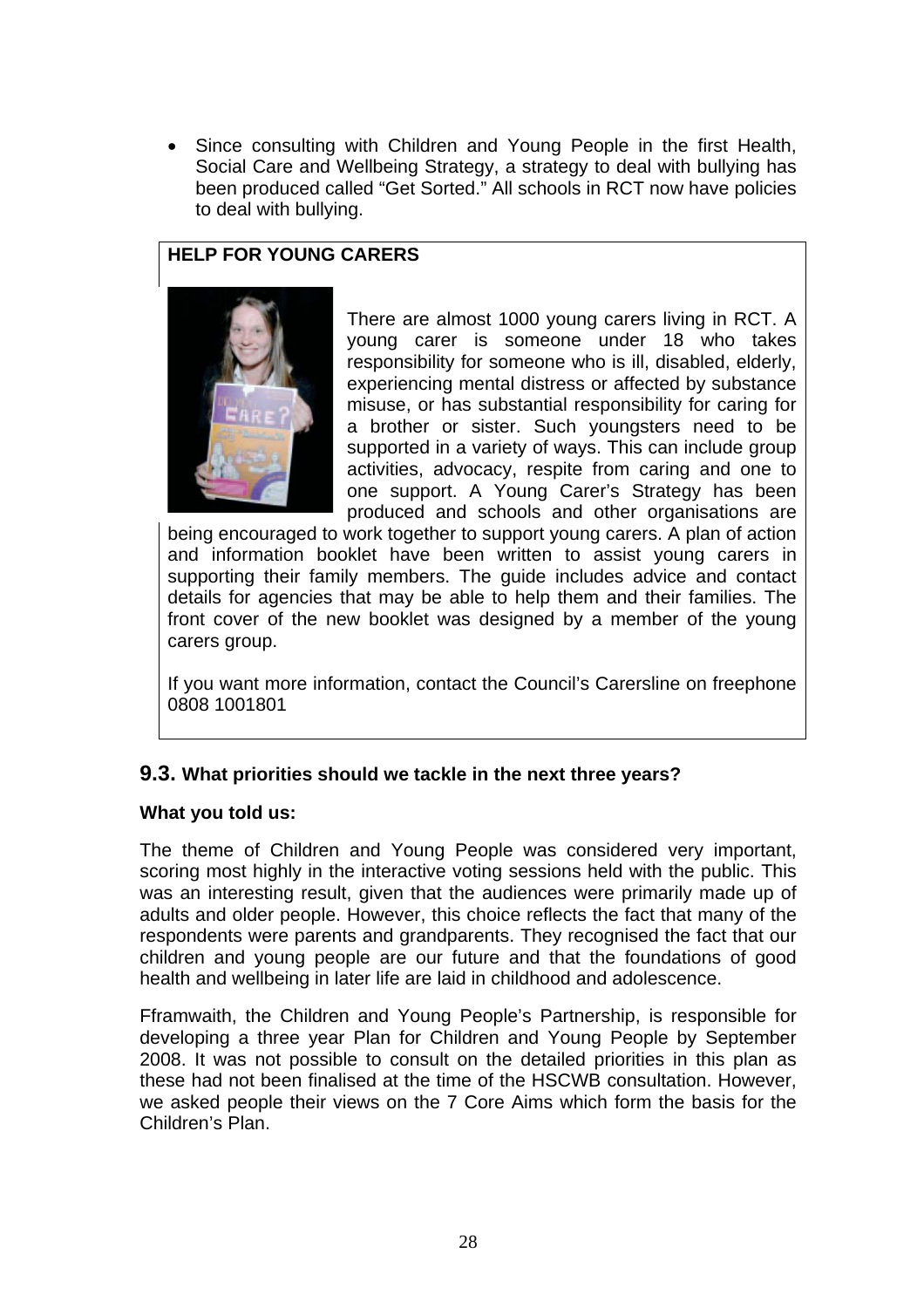- Since consulting with Children and Young People in the first Health, Social Care and Wellbeing Strategy, a strategy to deal with bullying has been produced called "Get Sorted." All schools in RCT now have policies to deal with bullying.

**HELP FOR YOUNG CARERS**

There are almost 1000 young carers living in RCT. A young carer is someone under 18 who takes responsibility for someone who is ill, disabled, elderly, experiencing mental distress or affected by substance misuse, or has substantial responsibility for caring for a brother or sister. Such youngsters need to be supported in a variety of ways. This can include group activities, advocacy, respite from caring and one to one support. A Young Carer's Strategy has been produced and schools and other organisations are being encouraged to work together to support young carers. A plan of action and information booklet have been written to assist young carers in supporting their family members. The guide includes advice and contact details for agencies that may be able to help them and their families. The front cover of the new booklet was designed by a member of the young carers group.

If you want more information, contact the Council's Carersline on freephone 0808 1001801

## 9.3. What priorities should we tackle in the next three years?

**What you told us:**

The theme of Children and Young People was considered very important, scoring most highly in the interactive voting sessions held with the public. This was an interesting result, given that the audiences were primarily made up of adults and older people. However, this choice reflects the fact that many of the respondents were parents and grandparents. They recognised the fact that our children and young people are our future and that the foundations of good health and wellbeing in later life are laid in childhood and adolescence.

Fframwaith, the Children and Young People's Partnership, is responsible for developing a three year Plan for Children and Young People by September 2008. It was not possible to consult on the detailed priorities in this plan as these had not been finalised at the time of the HSCWB consultation. However, we asked people their views on the 7 Core Aims which form the basis for the Children's Plan.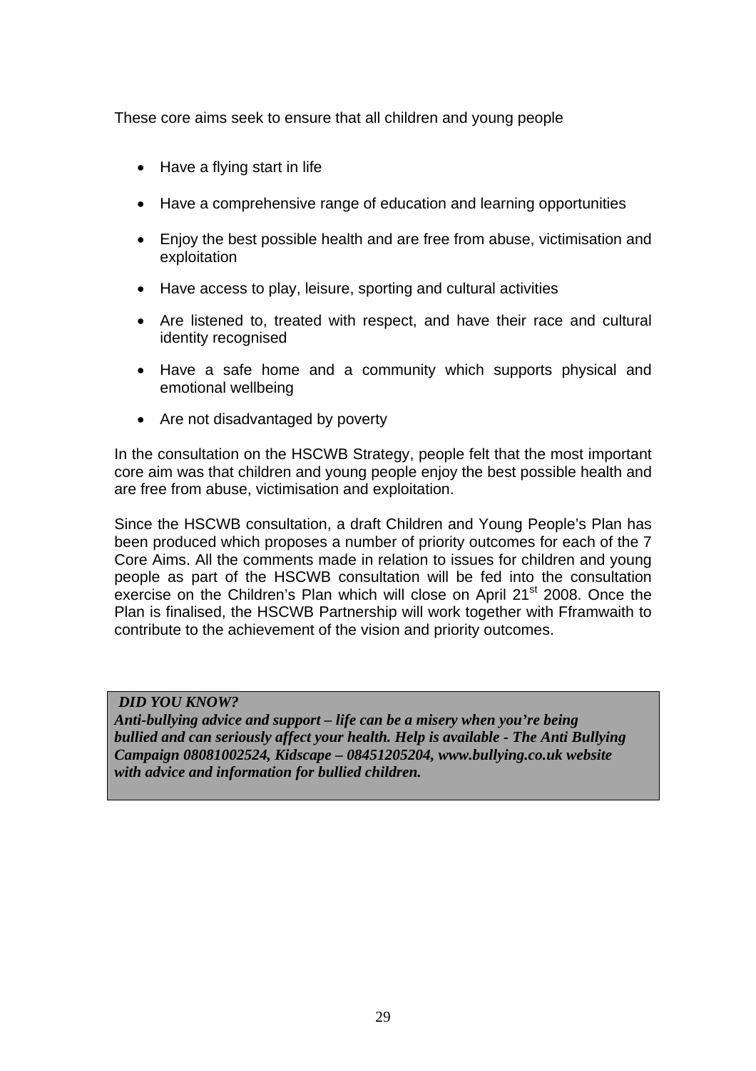These core aims seek to ensure that all children and young people

- Have a flying start in life
- Have a comprehensive range of education and learning opportunities
- Enjoy the best possible health and are free from abuse, victimisation and exploitation
- Have access to play, leisure, sporting and cultural activities
- Are listened to, treated with respect, and have their race and cultural identity recognised
- Have a safe home and a community which supports physical and emotional wellbeing
- Are not disadvantaged by poverty

In the consultation on the HSCWB Strategy, people felt that the most important core aim was that children and young people enjoy the best possible health and are free from abuse, victimisation and exploitation.

Since the HSCWB consultation, a draft Children and Young People's Plan has been produced which proposes a number of priority outcomes for each of the 7 Core Aims. All the comments made in relation to issues for children and young people as part of the HSCWB consultation will be fed into the consultation exercise on the Children's Plan which will close on April 21st 2008. Once the Plan is finalised, the HSCWB Partnership will work together with Fframwaith to contribute to the achievement of the vision and priority outcomes.

***DID YOU KNOW?***
***Anti-bullying advice and support – life can be a misery when you're being bullied and can seriously affect your health. Help is available - The Anti Bullying Campaign 08081002524, Kidscape – 08451205204, www.bullying.co.uk website with advice and information for bullied children.***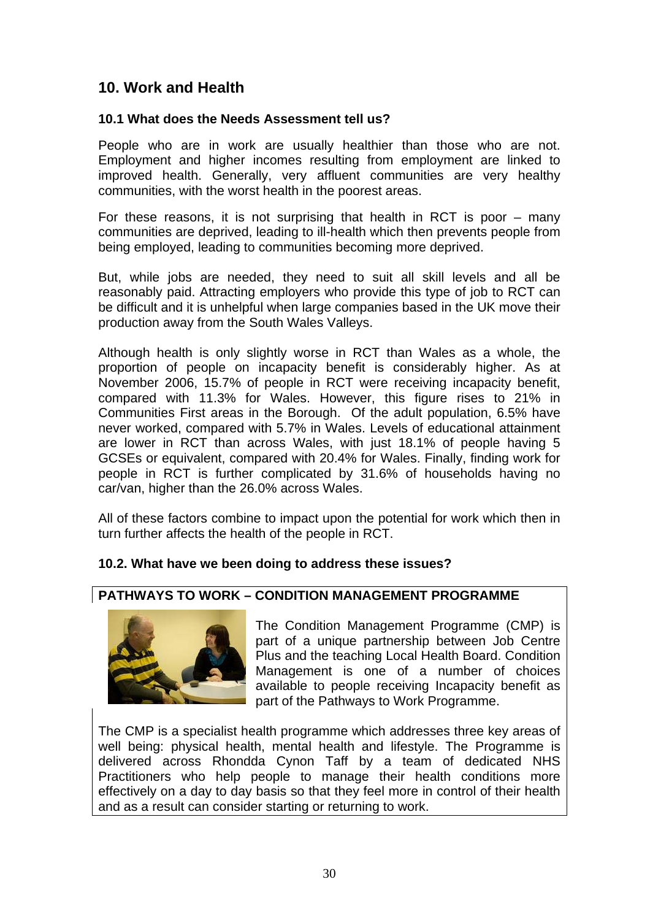## 10. Work and Health

### 10.1 What does the Needs Assessment tell us?

People who are in work are usually healthier than those who are not. Employment and higher incomes resulting from employment are linked to improved health. Generally, very affluent communities are very healthy communities, with the worst health in the poorest areas.

For these reasons, it is not surprising that health in RCT is poor – many communities are deprived, leading to ill-health which then prevents people from being employed, leading to communities becoming more deprived.

But, while jobs are needed, they need to suit all skill levels and all be reasonably paid. Attracting employers who provide this type of job to RCT can be difficult and it is unhelpful when large companies based in the UK move their production away from the South Wales Valleys.

Although health is only slightly worse in RCT than Wales as a whole, the proportion of people on incapacity benefit is considerably higher. As at November 2006, 15.7% of people in RCT were receiving incapacity benefit, compared with 11.3% for Wales. However, this figure rises to 21% in Communities First areas in the Borough. Of the adult population, 6.5% have never worked, compared with 5.7% in Wales. Levels of educational attainment are lower in RCT than across Wales, with just 18.1% of people having 5 GCSEs or equivalent, compared with 20.4% for Wales. Finally, finding work for people in RCT is further complicated by 31.6% of households having no car/van, higher than the 26.0% across Wales.

All of these factors combine to impact upon the potential for work which then in turn further affects the health of the people in RCT.

### 10.2. What have we been doing to address these issues?

**PATHWAYS TO WORK – CONDITION MANAGEMENT PROGRAMME**

The Condition Management Programme (CMP) is part of a unique partnership between Job Centre Plus and the teaching Local Health Board. Condition Management is one of a number of choices available to people receiving Incapacity benefit as part of the Pathways to Work Programme.

The CMP is a specialist health programme which addresses three key areas of well being: physical health, mental health and lifestyle. The Programme is delivered across Rhondda Cynon Taff by a team of dedicated NHS Practitioners who help people to manage their health conditions more effectively on a day to day basis so that they feel more in control of their health and as a result can consider starting or returning to work.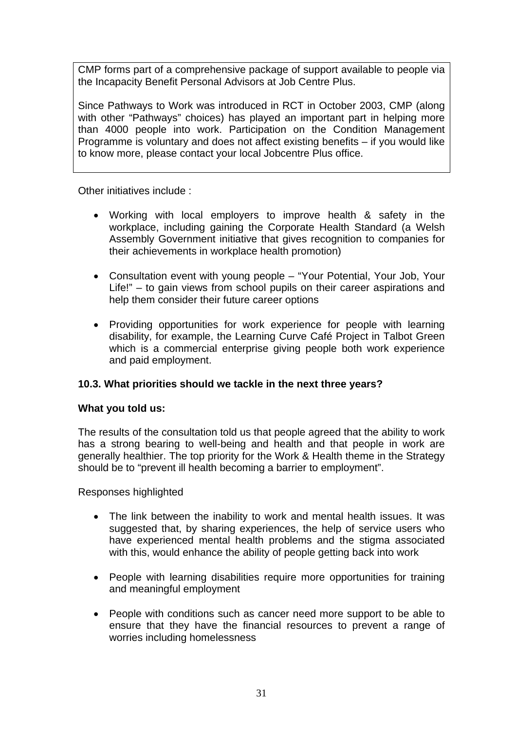CMP forms part of a comprehensive package of support available to people via the Incapacity Benefit Personal Advisors at Job Centre Plus.

Since Pathways to Work was introduced in RCT in October 2003, CMP (along with other "Pathways" choices) has played an important part in helping more than 4000 people into work. Participation on the Condition Management Programme is voluntary and does not affect existing benefits – if you would like to know more, please contact your local Jobcentre Plus office.

Other initiatives include :

- Working with local employers to improve health & safety in the workplace, including gaining the Corporate Health Standard (a Welsh Assembly Government initiative that gives recognition to companies for their achievements in workplace health promotion)
- Consultation event with young people – "Your Potential, Your Job, Your Life!" – to gain views from school pupils on their career aspirations and help them consider their future career options
- Providing opportunities for work experience for people with learning disability, for example, the Learning Curve Café Project in Talbot Green which is a commercial enterprise giving people both work experience and paid employment.

**10.3. What priorities should we tackle in the next three years?**

**What you told us:**

The results of the consultation told us that people agreed that the ability to work has a strong bearing to well-being and health and that people in work are generally healthier. The top priority for the Work & Health theme in the Strategy should be to "prevent ill health becoming a barrier to employment".

Responses highlighted

- The link between the inability to work and mental health issues. It was suggested that, by sharing experiences, the help of service users who have experienced mental health problems and the stigma associated with this, would enhance the ability of people getting back into work
- People with learning disabilities require more opportunities for training and meaningful employment
- People with conditions such as cancer need more support to be able to ensure that they have the financial resources to prevent a range of worries including homelessness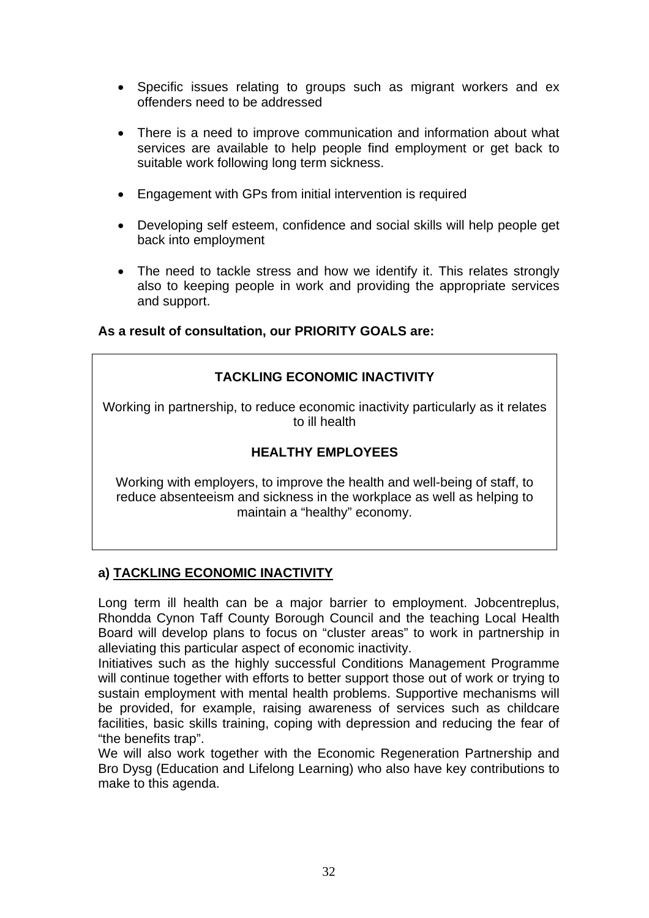- Specific issues relating to groups such as migrant workers and ex offenders need to be addressed

- There is a need to improve communication and information about what services are available to help people find employment or get back to suitable work following long term sickness.

- Engagement with GPs from initial intervention is required

- Developing self esteem, confidence and social skills will help people get back into employment

- The need to tackle stress and how we identify it. This relates strongly also to keeping people in work and providing the appropriate services and support.

**As a result of consultation, our PRIORITY GOALS are:**

**TACKLING ECONOMIC INACTIVITY**

Working in partnership, to reduce economic inactivity particularly as it relates to ill health

**HEALTHY EMPLOYEES**

Working with employers, to improve the health and well-being of staff, to reduce absenteeism and sickness in the workplace as well as helping to maintain a "healthy" economy.

**a) <u>TACKLING ECONOMIC INACTIVITY</u>**

Long term ill health can be a major barrier to employment. Jobcentreplus, Rhondda Cynon Taff County Borough Council and the teaching Local Health Board will develop plans to focus on "cluster areas" to work in partnership in alleviating this particular aspect of economic inactivity.

Initiatives such as the highly successful Conditions Management Programme will continue together with efforts to better support those out of work or trying to sustain employment with mental health problems. Supportive mechanisms will be provided, for example, raising awareness of services such as childcare facilities, basic skills training, coping with depression and reducing the fear of "the benefits trap".

We will also work together with the Economic Regeneration Partnership and Bro Dysg (Education and Lifelong Learning) who also have key contributions to make to this agenda.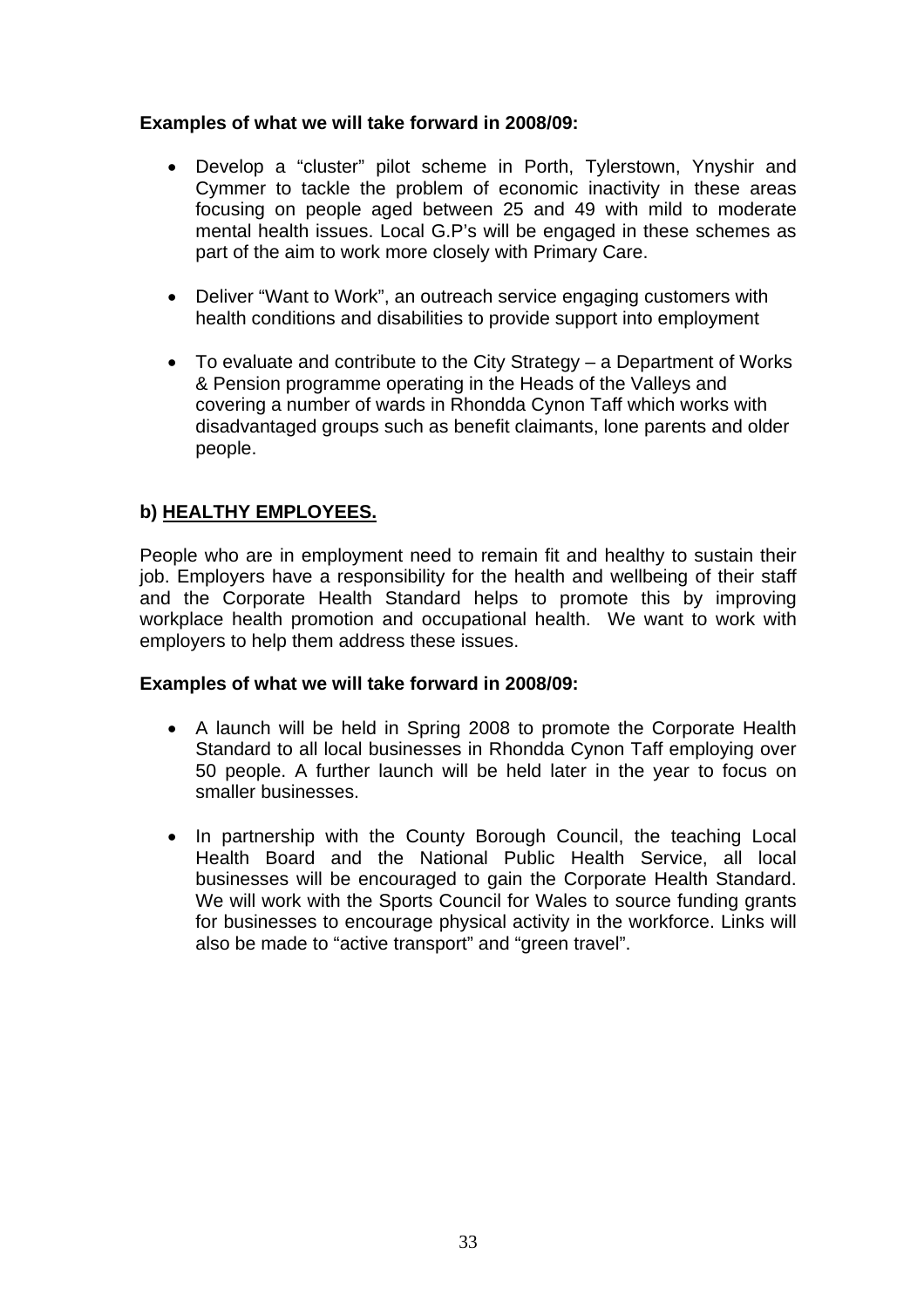**Examples of what we will take forward in 2008/09:**

- Develop a "cluster" pilot scheme in Porth, Tylerstown, Ynyshir and Cymmer to tackle the problem of economic inactivity in these areas focusing on people aged between 25 and 49 with mild to moderate mental health issues. Local G.P's will be engaged in these schemes as part of the aim to work more closely with Primary Care.

- Deliver "Want to Work", an outreach service engaging customers with health conditions and disabilities to provide support into employment

- To evaluate and contribute to the City Strategy – a Department of Works & Pension programme operating in the Heads of the Valleys and covering a number of wards in Rhondda Cynon Taff which works with disadvantaged groups such as benefit claimants, lone parents and older people.

## b) <u>HEALTHY EMPLOYEES.</u>

People who are in employment need to remain fit and healthy to sustain their job. Employers have a responsibility for the health and wellbeing of their staff and the Corporate Health Standard helps to promote this by improving workplace health promotion and occupational health. We want to work with employers to help them address these issues.

**Examples of what we will take forward in 2008/09:**

- A launch will be held in Spring 2008 to promote the Corporate Health Standard to all local businesses in Rhondda Cynon Taff employing over 50 people. A further launch will be held later in the year to focus on smaller businesses.

- In partnership with the County Borough Council, the teaching Local Health Board and the National Public Health Service, all local businesses will be encouraged to gain the Corporate Health Standard. We will work with the Sports Council for Wales to source funding grants for businesses to encourage physical activity in the workforce. Links will also be made to "active transport" and "green travel".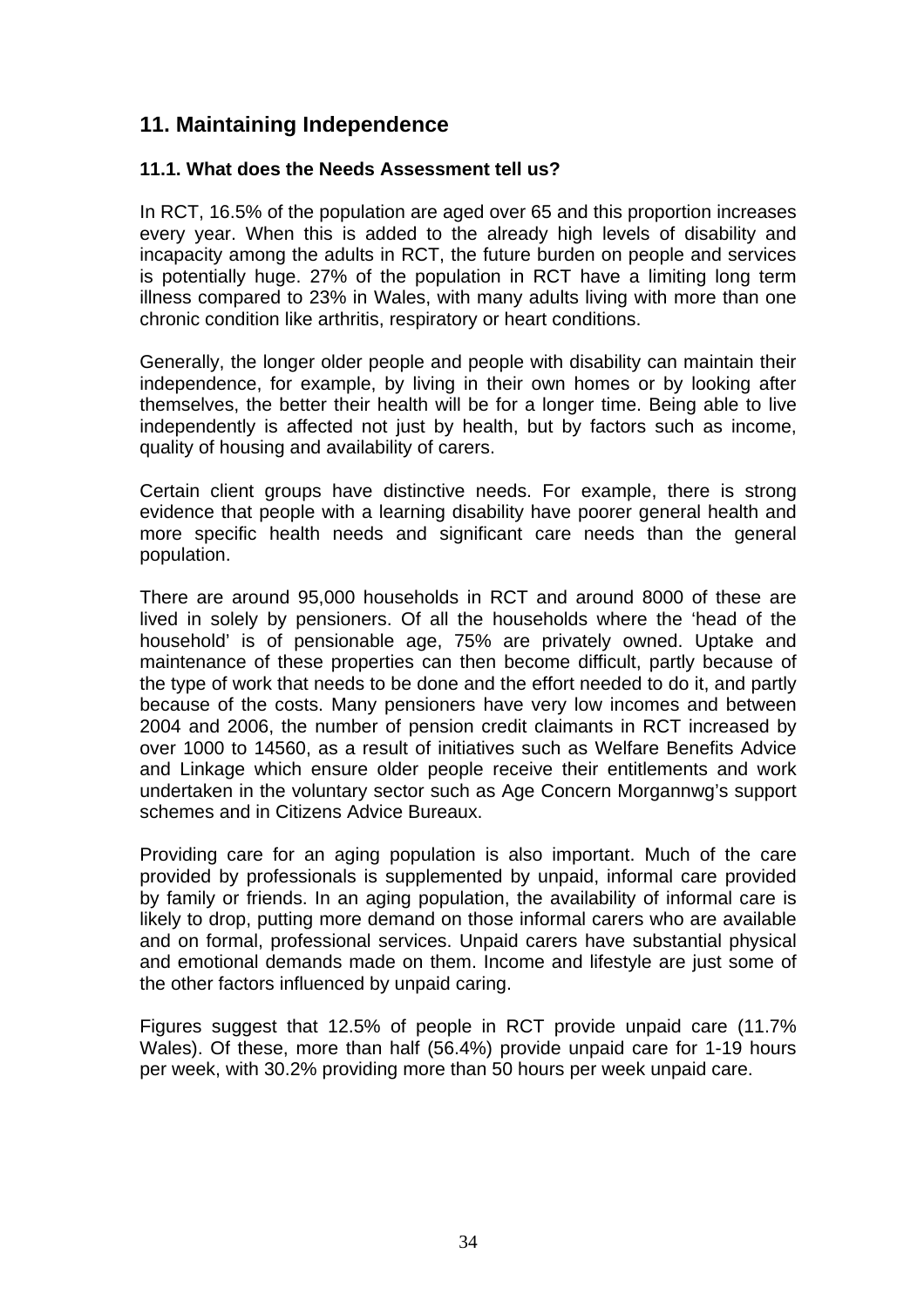## 11. Maintaining Independence

### 11.1. What does the Needs Assessment tell us?

In RCT, 16.5% of the population are aged over 65 and this proportion increases every year. When this is added to the already high levels of disability and incapacity among the adults in RCT, the future burden on people and services is potentially huge. 27% of the population in RCT have a limiting long term illness compared to 23% in Wales, with many adults living with more than one chronic condition like arthritis, respiratory or heart conditions.

Generally, the longer older people and people with disability can maintain their independence, for example, by living in their own homes or by looking after themselves, the better their health will be for a longer time. Being able to live independently is affected not just by health, but by factors such as income, quality of housing and availability of carers.

Certain client groups have distinctive needs. For example, there is strong evidence that people with a learning disability have poorer general health and more specific health needs and significant care needs than the general population.

There are around 95,000 households in RCT and around 8000 of these are lived in solely by pensioners. Of all the households where the 'head of the household' is of pensionable age, 75% are privately owned. Uptake and maintenance of these properties can then become difficult, partly because of the type of work that needs to be done and the effort needed to do it, and partly because of the costs. Many pensioners have very low incomes and between 2004 and 2006, the number of pension credit claimants in RCT increased by over 1000 to 14560, as a result of initiatives such as Welfare Benefits Advice and Linkage which ensure older people receive their entitlements and work undertaken in the voluntary sector such as Age Concern Morgannwg's support schemes and in Citizens Advice Bureaux.

Providing care for an aging population is also important. Much of the care provided by professionals is supplemented by unpaid, informal care provided by family or friends. In an aging population, the availability of informal care is likely to drop, putting more demand on those informal carers who are available and on formal, professional services. Unpaid carers have substantial physical and emotional demands made on them. Income and lifestyle are just some of the other factors influenced by unpaid caring.

Figures suggest that 12.5% of people in RCT provide unpaid care (11.7% Wales). Of these, more than half (56.4%) provide unpaid care for 1-19 hours per week, with 30.2% providing more than 50 hours per week unpaid care.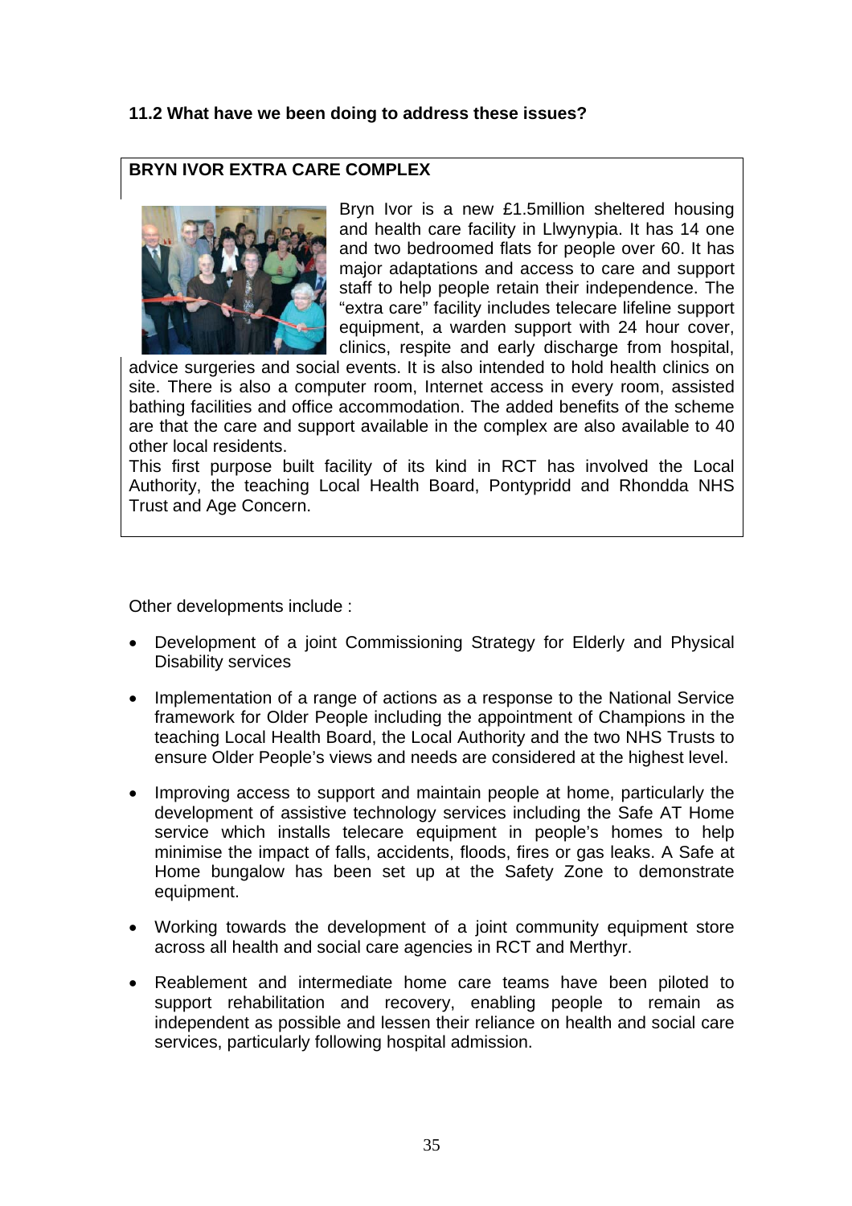### 11.2 What have we been doing to address these issues?

**BRYN IVOR EXTRA CARE COMPLEX**

Bryn Ivor is a new £1.5million sheltered housing and health care facility in Llwynypia. It has 14 one and two bedroomed flats for people over 60. It has major adaptations and access to care and support staff to help people retain their independence. The "extra care" facility includes telecare lifeline support equipment, a warden support with 24 hour cover, clinics, respite and early discharge from hospital, advice surgeries and social events. It is also intended to hold health clinics on site. There is also a computer room, Internet access in every room, assisted bathing facilities and office accommodation. The added benefits of the scheme are that the care and support available in the complex are also available to 40 other local residents.

This first purpose built facility of its kind in RCT has involved the Local Authority, the teaching Local Health Board, Pontypridd and Rhondda NHS Trust and Age Concern.

Other developments include :

- Development of a joint Commissioning Strategy for Elderly and Physical Disability services
- Implementation of a range of actions as a response to the National Service framework for Older People including the appointment of Champions in the teaching Local Health Board, the Local Authority and the two NHS Trusts to ensure Older People's views and needs are considered at the highest level.
- Improving access to support and maintain people at home, particularly the development of assistive technology services including the Safe AT Home service which installs telecare equipment in people's homes to help minimise the impact of falls, accidents, floods, fires or gas leaks. A Safe at Home bungalow has been set up at the Safety Zone to demonstrate equipment.
- Working towards the development of a joint community equipment store across all health and social care agencies in RCT and Merthyr.
- Reablement and intermediate home care teams have been piloted to support rehabilitation and recovery, enabling people to remain as independent as possible and lessen their reliance on health and social care services, particularly following hospital admission.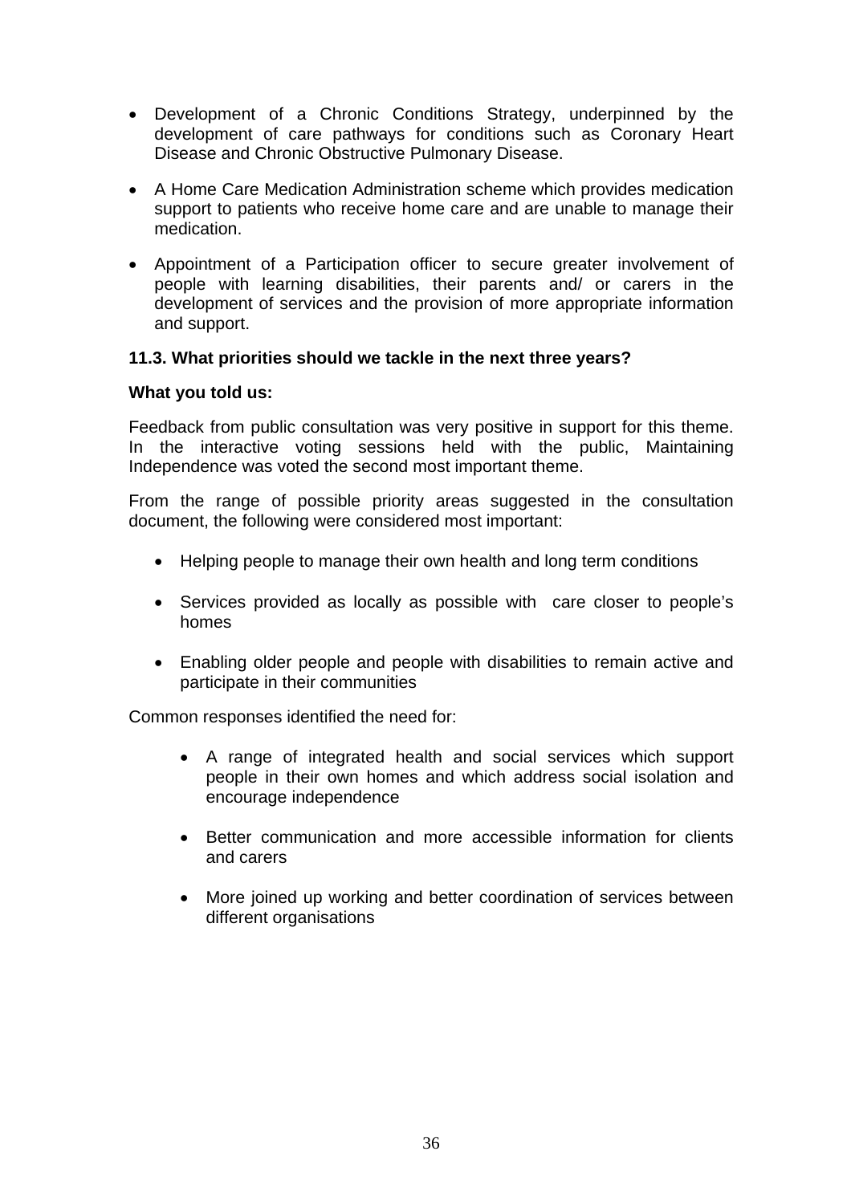- Development of a Chronic Conditions Strategy, underpinned by the development of care pathways for conditions such as Coronary Heart Disease and Chronic Obstructive Pulmonary Disease.

- A Home Care Medication Administration scheme which provides medication support to patients who receive home care and are unable to manage their medication.

- Appointment of a Participation officer to secure greater involvement of people with learning disabilities, their parents and/ or carers in the development of services and the provision of more appropriate information and support.

**11.3. What priorities should we tackle in the next three years?**

**What you told us:**

Feedback from public consultation was very positive in support for this theme. In the interactive voting sessions held with the public, Maintaining Independence was voted the second most important theme.

From the range of possible priority areas suggested in the consultation document, the following were considered most important:

- Helping people to manage their own health and long term conditions

- Services provided as locally as possible with care closer to people's homes

- Enabling older people and people with disabilities to remain active and participate in their communities

Common responses identified the need for:

- A range of integrated health and social services which support people in their own homes and which address social isolation and encourage independence

- Better communication and more accessible information for clients and carers

- More joined up working and better coordination of services between different organisations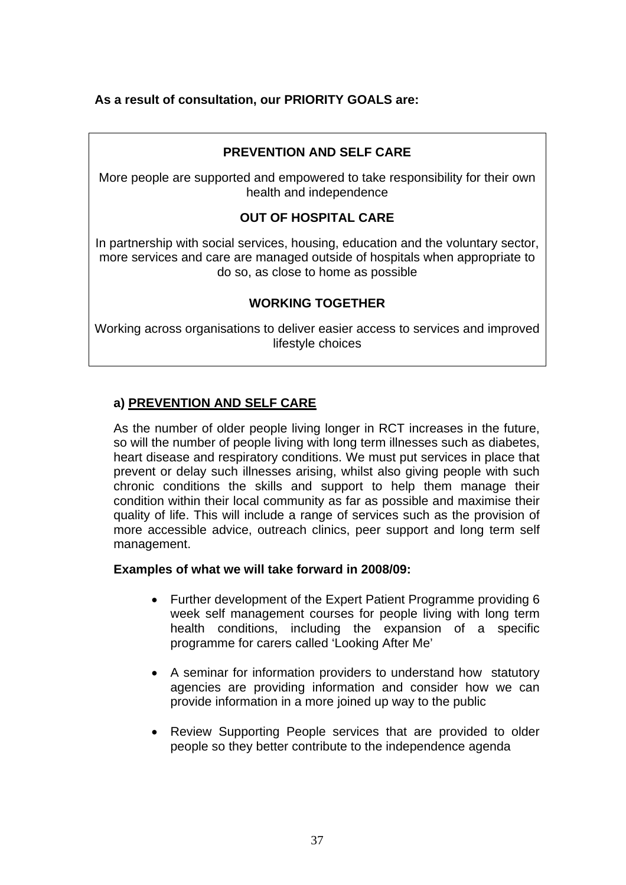**As a result of consultation, our PRIORITY GOALS are:**

**PREVENTION AND SELF CARE**

More people are supported and empowered to take responsibility for their own health and independence

**OUT OF HOSPITAL CARE**

In partnership with social services, housing, education and the voluntary sector, more services and care are managed outside of hospitals when appropriate to do so, as close to home as possible

**WORKING TOGETHER**

Working across organisations to deliver easier access to services and improved lifestyle choices

### a) PREVENTION AND SELF CARE

As the number of older people living longer in RCT increases in the future, so will the number of people living with long term illnesses such as diabetes, heart disease and respiratory conditions. We must put services in place that prevent or delay such illnesses arising, whilst also giving people with such chronic conditions the skills and support to help them manage their condition within their local community as far as possible and maximise their quality of life. This will include a range of services such as the provision of more accessible advice, outreach clinics, peer support and long term self management.

**Examples of what we will take forward in 2008/09:**

- Further development of the Expert Patient Programme providing 6 week self management courses for people living with long term health conditions, including the expansion of a specific programme for carers called 'Looking After Me'
- A seminar for information providers to understand how statutory agencies are providing information and consider how we can provide information in a more joined up way to the public
- Review Supporting People services that are provided to older people so they better contribute to the independence agenda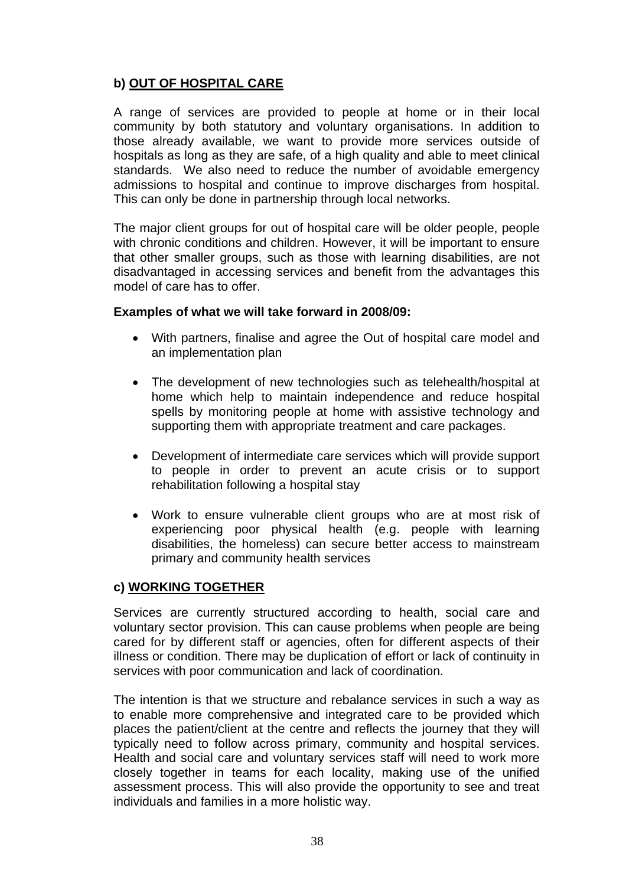### b) <u>OUT OF HOSPITAL CARE</u>

A range of services are provided to people at home or in their local community by both statutory and voluntary organisations. In addition to those already available, we want to provide more services outside of hospitals as long as they are safe, of a high quality and able to meet clinical standards. We also need to reduce the number of avoidable emergency admissions to hospital and continue to improve discharges from hospital. This can only be done in partnership through local networks.

The major client groups for out of hospital care will be older people, people with chronic conditions and children. However, it will be important to ensure that other smaller groups, such as those with learning disabilities, are not disadvantaged in accessing services and benefit from the advantages this model of care has to offer.

**Examples of what we will take forward in 2008/09:**

- With partners, finalise and agree the Out of hospital care model and an implementation plan
- The development of new technologies such as telehealth/hospital at home which help to maintain independence and reduce hospital spells by monitoring people at home with assistive technology and supporting them with appropriate treatment and care packages.
- Development of intermediate care services which will provide support to people in order to prevent an acute crisis or to support rehabilitation following a hospital stay
- Work to ensure vulnerable client groups who are at most risk of experiencing poor physical health (e.g. people with learning disabilities, the homeless) can secure better access to mainstream primary and community health services

### c) <u>WORKING TOGETHER</u>

Services are currently structured according to health, social care and voluntary sector provision. This can cause problems when people are being cared for by different staff or agencies, often for different aspects of their illness or condition. There may be duplication of effort or lack of continuity in services with poor communication and lack of coordination.

The intention is that we structure and rebalance services in such a way as to enable more comprehensive and integrated care to be provided which places the patient/client at the centre and reflects the journey that they will typically need to follow across primary, community and hospital services. Health and social care and voluntary services staff will need to work more closely together in teams for each locality, making use of the unified assessment process. This will also provide the opportunity to see and treat individuals and families in a more holistic way.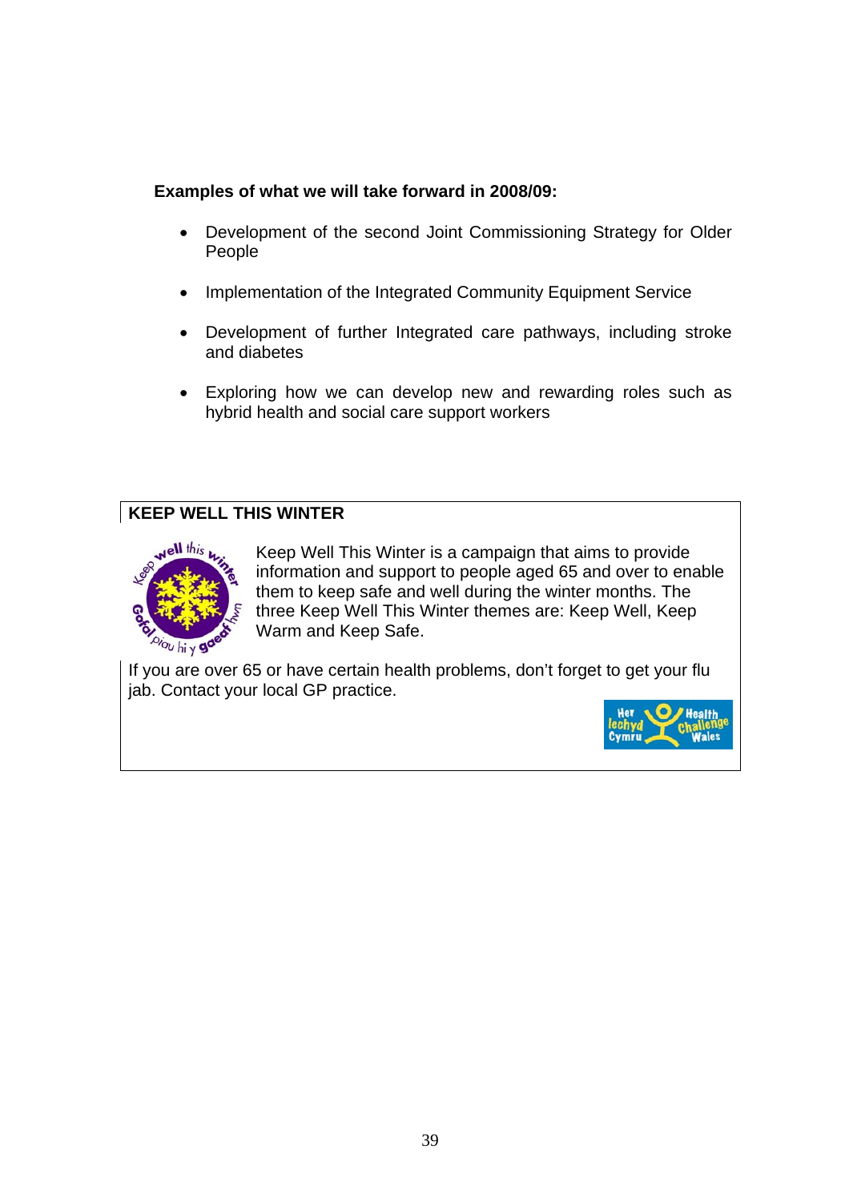**Examples of what we will take forward in 2008/09:**

- Development of the second Joint Commissioning Strategy for Older People
- Implementation of the Integrated Community Equipment Service
- Development of further Integrated care pathways, including stroke and diabetes
- Exploring how we can develop new and rewarding roles such as hybrid health and social care support workers

**KEEP WELL THIS WINTER**

Keep Well This Winter is a campaign that aims to provide information and support to people aged 65 and over to enable them to keep safe and well during the winter months. The three Keep Well This Winter themes are: Keep Well, Keep Warm and Keep Safe.

If you are over 65 or have certain health problems, don't forget to get your flu jab. Contact your local GP practice.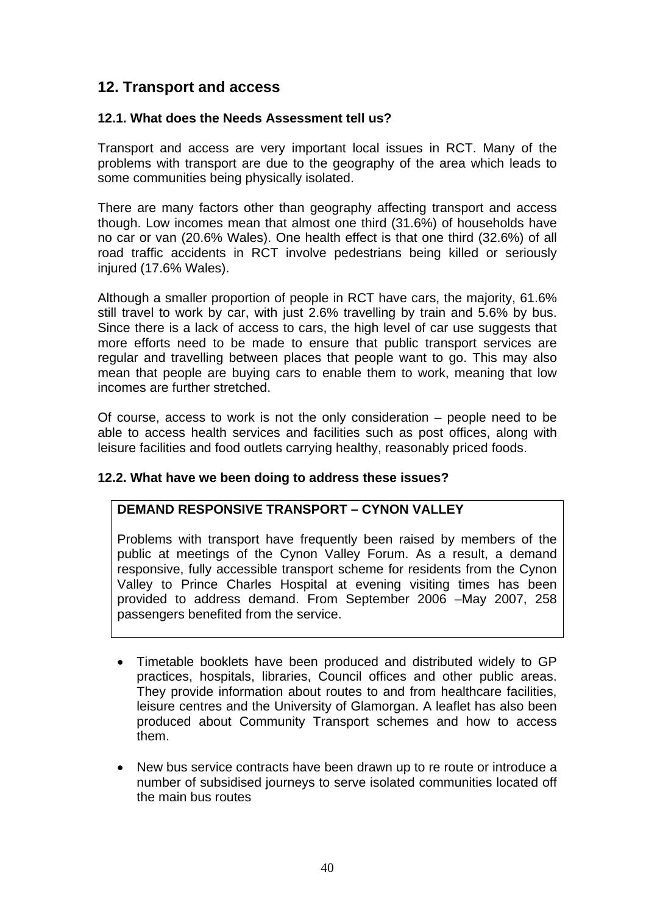## 12. Transport and access

### 12.1. What does the Needs Assessment tell us?

Transport and access are very important local issues in RCT. Many of the problems with transport are due to the geography of the area which leads to some communities being physically isolated.

There are many factors other than geography affecting transport and access though. Low incomes mean that almost one third (31.6%) of households have no car or van (20.6% Wales). One health effect is that one third (32.6%) of all road traffic accidents in RCT involve pedestrians being killed or seriously injured (17.6% Wales).

Although a smaller proportion of people in RCT have cars, the majority, 61.6% still travel to work by car, with just 2.6% travelling by train and 5.6% by bus. Since there is a lack of access to cars, the high level of car use suggests that more efforts need to be made to ensure that public transport services are regular and travelling between places that people want to go. This may also mean that people are buying cars to enable them to work, meaning that low incomes are further stretched.

Of course, access to work is not the only consideration – people need to be able to access health services and facilities such as post offices, along with leisure facilities and food outlets carrying healthy, reasonably priced foods.

### 12.2. What have we been doing to address these issues?

**DEMAND RESPONSIVE TRANSPORT – CYNON VALLEY**

Problems with transport have frequently been raised by members of the public at meetings of the Cynon Valley Forum. As a result, a demand responsive, fully accessible transport scheme for residents from the Cynon Valley to Prince Charles Hospital at evening visiting times has been provided to address demand. From September 2006 –May 2007, 258 passengers benefited from the service.

- Timetable booklets have been produced and distributed widely to GP practices, hospitals, libraries, Council offices and other public areas. They provide information about routes to and from healthcare facilities, leisure centres and the University of Glamorgan. A leaflet has also been produced about Community Transport schemes and how to access them.
- New bus service contracts have been drawn up to re route or introduce a number of subsidised journeys to serve isolated communities located off the main bus routes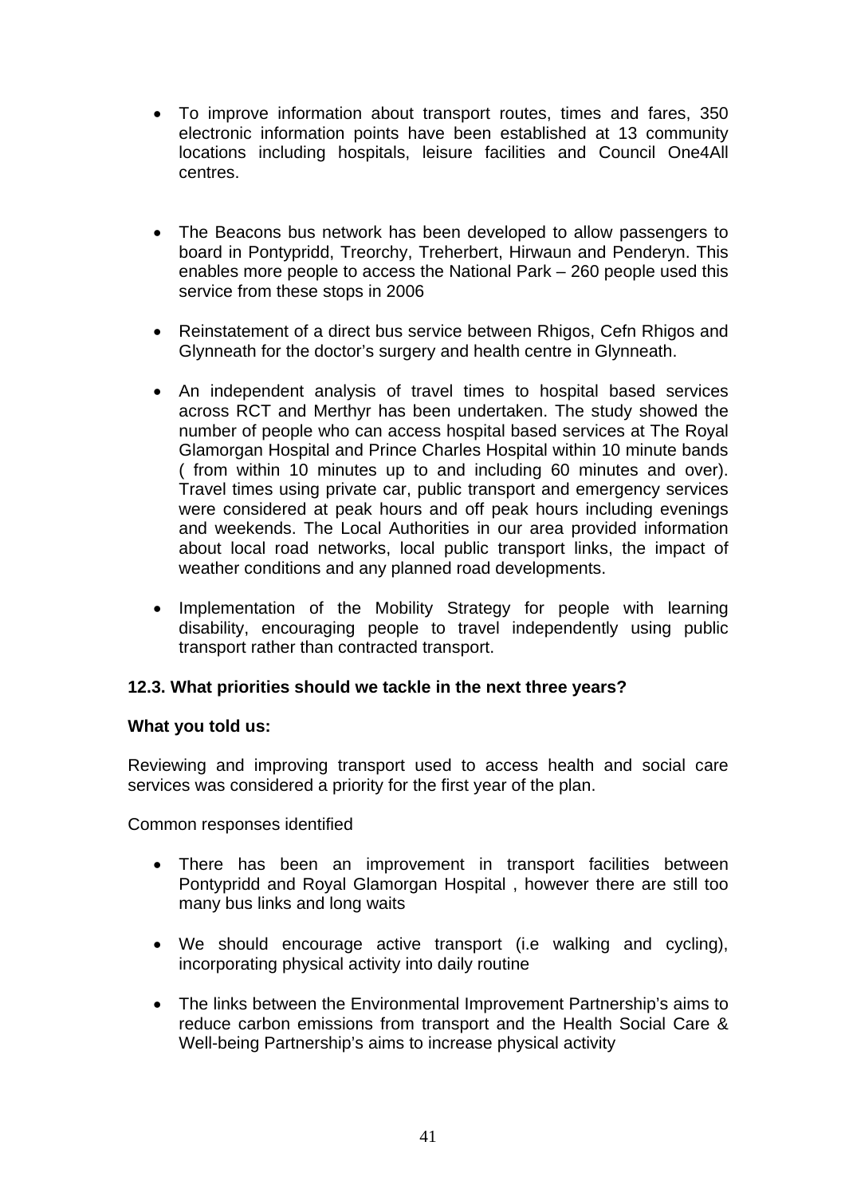- To improve information about transport routes, times and fares, 350 electronic information points have been established at 13 community locations including hospitals, leisure facilities and Council One4All centres.

- The Beacons bus network has been developed to allow passengers to board in Pontypridd, Treorchy, Treherbert, Hirwaun and Penderyn. This enables more people to access the National Park – 260 people used this service from these stops in 2006

- Reinstatement of a direct bus service between Rhigos, Cefn Rhigos and Glynneath for the doctor's surgery and health centre in Glynneath.

- An independent analysis of travel times to hospital based services across RCT and Merthyr has been undertaken. The study showed the number of people who can access hospital based services at The Royal Glamorgan Hospital and Prince Charles Hospital within 10 minute bands ( from within 10 minutes up to and including 60 minutes and over). Travel times using private car, public transport and emergency services were considered at peak hours and off peak hours including evenings and weekends. The Local Authorities in our area provided information about local road networks, local public transport links, the impact of weather conditions and any planned road developments.

- Implementation of the Mobility Strategy for people with learning disability, encouraging people to travel independently using public transport rather than contracted transport.

**12.3. What priorities should we tackle in the next three years?**

**What you told us:**

Reviewing and improving transport used to access health and social care services was considered a priority for the first year of the plan.

Common responses identified

- There has been an improvement in transport facilities between Pontypridd and Royal Glamorgan Hospital , however there are still too many bus links and long waits

- We should encourage active transport (i.e walking and cycling), incorporating physical activity into daily routine

- The links between the Environmental Improvement Partnership's aims to reduce carbon emissions from transport and the Health Social Care & Well-being Partnership's aims to increase physical activity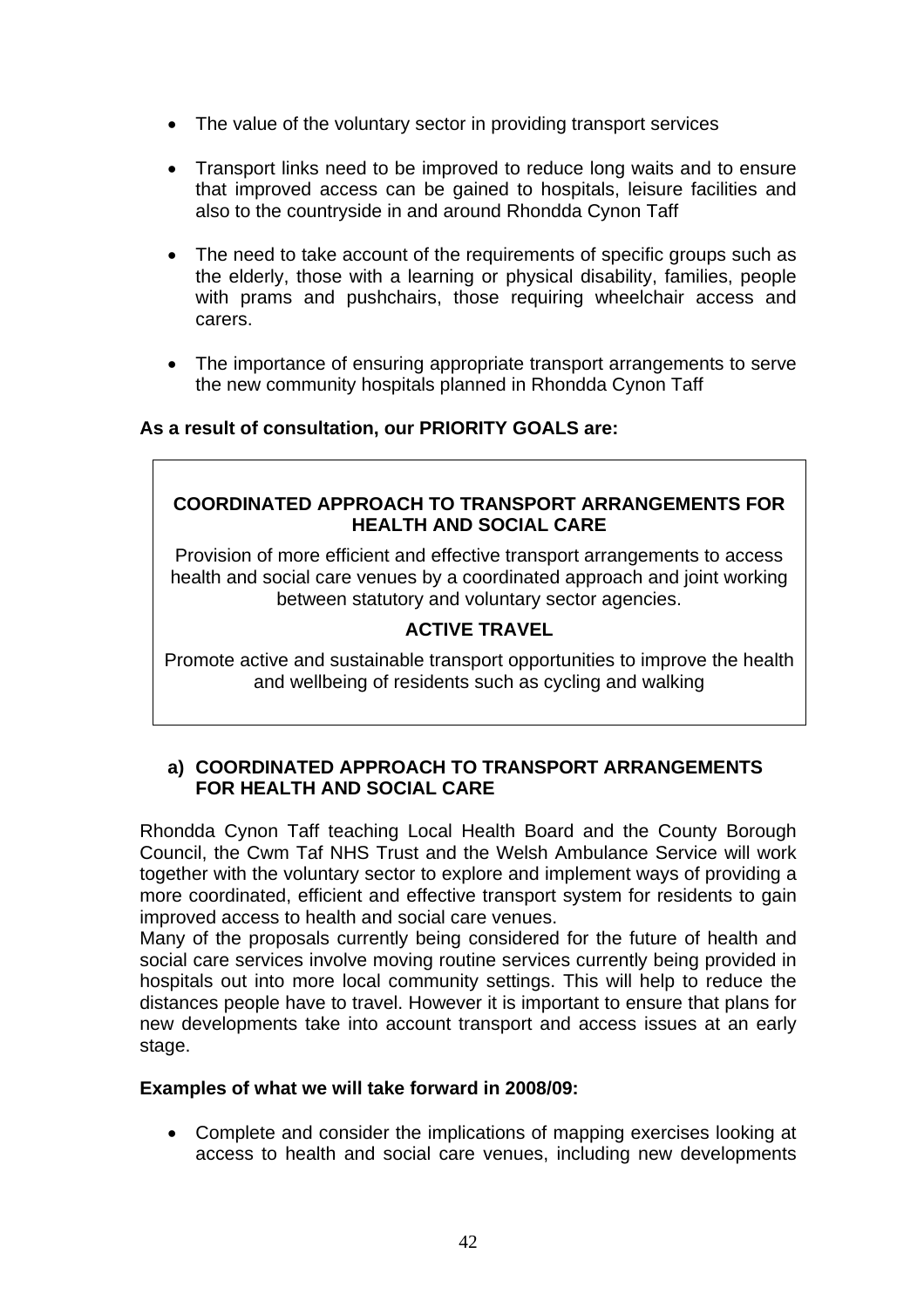- The value of the voluntary sector in providing transport services
- Transport links need to be improved to reduce long waits and to ensure that improved access can be gained to hospitals, leisure facilities and also to the countryside in and around Rhondda Cynon Taff
- The need to take account of the requirements of specific groups such as the elderly, those with a learning or physical disability, families, people with prams and pushchairs, those requiring wheelchair access and carers.
- The importance of ensuring appropriate transport arrangements to serve the new community hospitals planned in Rhondda Cynon Taff

**As a result of consultation, our PRIORITY GOALS are:**

**COORDINATED APPROACH TO TRANSPORT ARRANGEMENTS FOR HEALTH AND SOCIAL CARE**

Provision of more efficient and effective transport arrangements to access health and social care venues by a coordinated approach and joint working between statutory and voluntary sector agencies.

**ACTIVE TRAVEL**

Promote active and sustainable transport opportunities to improve the health and wellbeing of residents such as cycling and walking

### a) COORDINATED APPROACH TO TRANSPORT ARRANGEMENTS FOR HEALTH AND SOCIAL CARE

Rhondda Cynon Taff teaching Local Health Board and the County Borough Council, the Cwm Taf NHS Trust and the Welsh Ambulance Service will work together with the voluntary sector to explore and implement ways of providing a more coordinated, efficient and effective transport system for residents to gain improved access to health and social care venues.

Many of the proposals currently being considered for the future of health and social care services involve moving routine services currently being provided in hospitals out into more local community settings. This will help to reduce the distances people have to travel. However it is important to ensure that plans for new developments take into account transport and access issues at an early stage.

**Examples of what we will take forward in 2008/09:**

- Complete and consider the implications of mapping exercises looking at access to health and social care venues, including new developments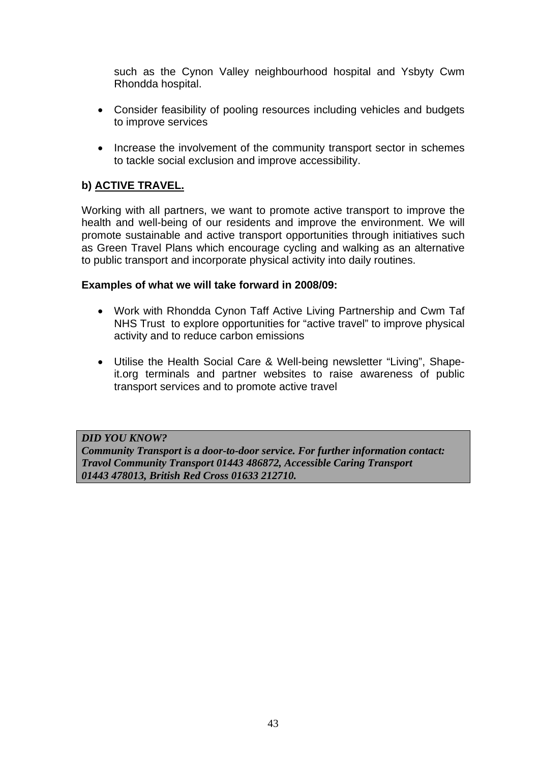such as the Cynon Valley neighbourhood hospital and Ysbyty Cwm Rhondda hospital.

- Consider feasibility of pooling resources including vehicles and budgets to improve services
- Increase the involvement of the community transport sector in schemes to tackle social exclusion and improve accessibility.

**b) ACTIVE TRAVEL.**

Working with all partners, we want to promote active transport to improve the health and well-being of our residents and improve the environment. We will promote sustainable and active transport opportunities through initiatives such as Green Travel Plans which encourage cycling and walking as an alternative to public transport and incorporate physical activity into daily routines.

**Examples of what we will take forward in 2008/09:**

- Work with Rhondda Cynon Taff Active Living Partnership and Cwm Taf NHS Trust to explore opportunities for "active travel" to improve physical activity and to reduce carbon emissions
- Utilise the Health Social Care & Well-being newsletter "Living", Shape-it.org terminals and partner websites to raise awareness of public transport services and to promote active travel

***DID YOU KNOW?***
***Community Transport is a door-to-door service. For further information contact: Travol Community Transport 01443 486872, Accessible Caring Transport 01443 478013, British Red Cross 01633 212710.***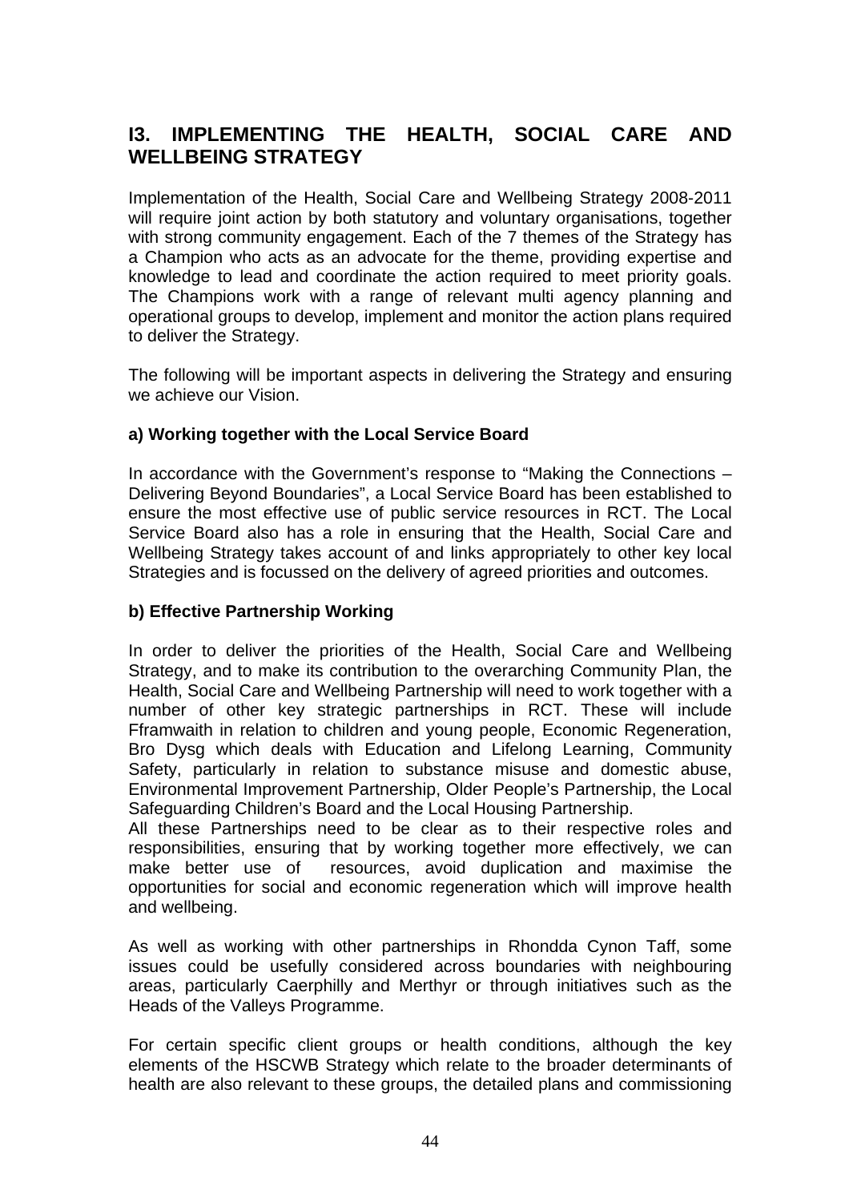## I3. IMPLEMENTING THE HEALTH, SOCIAL CARE AND WELLBEING STRATEGY

Implementation of the Health, Social Care and Wellbeing Strategy 2008-2011 will require joint action by both statutory and voluntary organisations, together with strong community engagement. Each of the 7 themes of the Strategy has a Champion who acts as an advocate for the theme, providing expertise and knowledge to lead and coordinate the action required to meet priority goals. The Champions work with a range of relevant multi agency planning and operational groups to develop, implement and monitor the action plans required to deliver the Strategy.

The following will be important aspects in delivering the Strategy and ensuring we achieve our Vision.

### a) Working together with the Local Service Board

In accordance with the Government's response to "Making the Connections – Delivering Beyond Boundaries", a Local Service Board has been established to ensure the most effective use of public service resources in RCT. The Local Service Board also has a role in ensuring that the Health, Social Care and Wellbeing Strategy takes account of and links appropriately to other key local Strategies and is focussed on the delivery of agreed priorities and outcomes.

### b) Effective Partnership Working

In order to deliver the priorities of the Health, Social Care and Wellbeing Strategy, and to make its contribution to the overarching Community Plan, the Health, Social Care and Wellbeing Partnership will need to work together with a number of other key strategic partnerships in RCT. These will include Fframwaith in relation to children and young people, Economic Regeneration, Bro Dysg which deals with Education and Lifelong Learning, Community Safety, particularly in relation to substance misuse and domestic abuse, Environmental Improvement Partnership, Older People's Partnership, the Local Safeguarding Children's Board and the Local Housing Partnership.
All these Partnerships need to be clear as to their respective roles and responsibilities, ensuring that by working together more effectively, we can make better use of resources, avoid duplication and maximise the opportunities for social and economic regeneration which will improve health and wellbeing.

As well as working with other partnerships in Rhondda Cynon Taff, some issues could be usefully considered across boundaries with neighbouring areas, particularly Caerphilly and Merthyr or through initiatives such as the Heads of the Valleys Programme.

For certain specific client groups or health conditions, although the key elements of the HSCWB Strategy which relate to the broader determinants of health are also relevant to these groups, the detailed plans and commissioning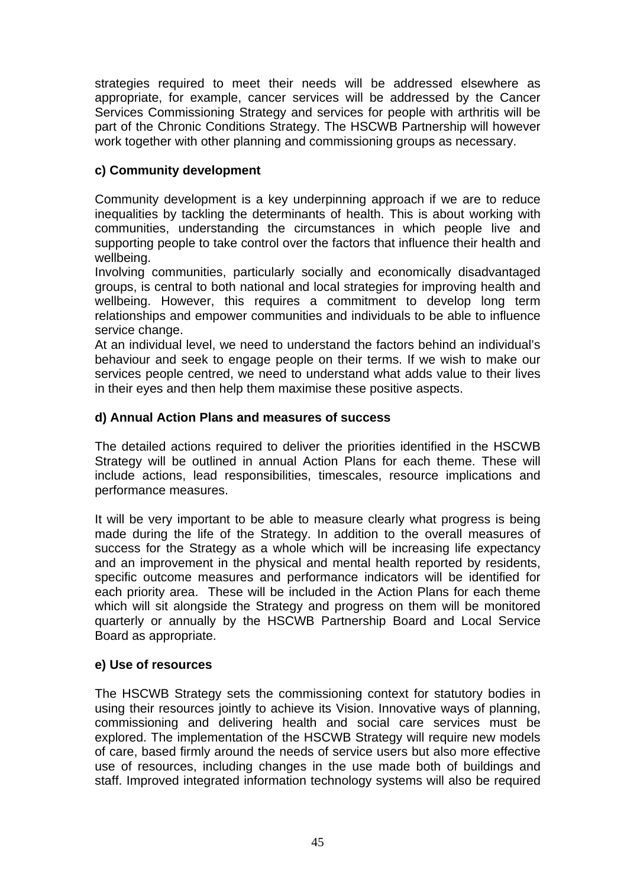strategies required to meet their needs will be addressed elsewhere as appropriate, for example, cancer services will be addressed by the Cancer Services Commissioning Strategy and services for people with arthritis will be part of the Chronic Conditions Strategy. The HSCWB Partnership will however work together with other planning and commissioning groups as necessary.

**c) Community development**

Community development is a key underpinning approach if we are to reduce inequalities by tackling the determinants of health. This is about working with communities, understanding the circumstances in which people live and supporting people to take control over the factors that influence their health and wellbeing.

Involving communities, particularly socially and economically disadvantaged groups, is central to both national and local strategies for improving health and wellbeing. However, this requires a commitment to develop long term relationships and empower communities and individuals to be able to influence service change.

At an individual level, we need to understand the factors behind an individual's behaviour and seek to engage people on their terms. If we wish to make our services people centred, we need to understand what adds value to their lives in their eyes and then help them maximise these positive aspects.

**d) Annual Action Plans and measures of success**

The detailed actions required to deliver the priorities identified in the HSCWB Strategy will be outlined in annual Action Plans for each theme. These will include actions, lead responsibilities, timescales, resource implications and performance measures.

It will be very important to be able to measure clearly what progress is being made during the life of the Strategy. In addition to the overall measures of success for the Strategy as a whole which will be increasing life expectancy and an improvement in the physical and mental health reported by residents, specific outcome measures and performance indicators will be identified for each priority area. These will be included in the Action Plans for each theme which will sit alongside the Strategy and progress on them will be monitored quarterly or annually by the HSCWB Partnership Board and Local Service Board as appropriate.

**e) Use of resources**

The HSCWB Strategy sets the commissioning context for statutory bodies in using their resources jointly to achieve its Vision. Innovative ways of planning, commissioning and delivering health and social care services must be explored. The implementation of the HSCWB Strategy will require new models of care, based firmly around the needs of service users but also more effective use of resources, including changes in the use made both of buildings and staff. Improved integrated information technology systems will also be required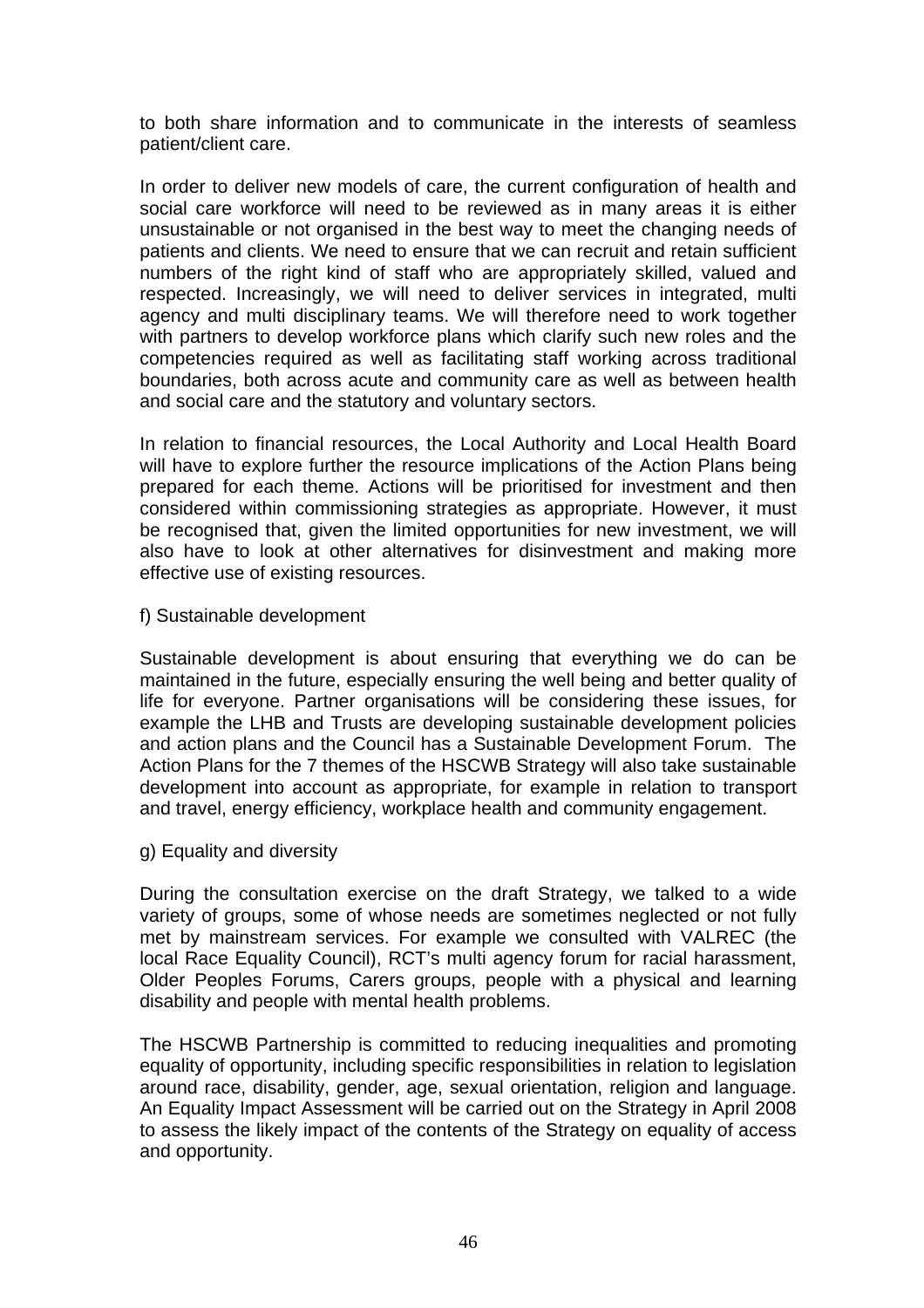to both share information and to communicate in the interests of seamless patient/client care.

In order to deliver new models of care, the current configuration of health and social care workforce will need to be reviewed as in many areas it is either unsustainable or not organised in the best way to meet the changing needs of patients and clients. We need to ensure that we can recruit and retain sufficient numbers of the right kind of staff who are appropriately skilled, valued and respected. Increasingly, we will need to deliver services in integrated, multi agency and multi disciplinary teams. We will therefore need to work together with partners to develop workforce plans which clarify such new roles and the competencies required as well as facilitating staff working across traditional boundaries, both across acute and community care as well as between health and social care and the statutory and voluntary sectors.

In relation to financial resources, the Local Authority and Local Health Board will have to explore further the resource implications of the Action Plans being prepared for each theme. Actions will be prioritised for investment and then considered within commissioning strategies as appropriate. However, it must be recognised that, given the limited opportunities for new investment, we will also have to look at other alternatives for disinvestment and making more effective use of existing resources.

f) Sustainable development

Sustainable development is about ensuring that everything we do can be maintained in the future, especially ensuring the well being and better quality of life for everyone. Partner organisations will be considering these issues, for example the LHB and Trusts are developing sustainable development policies and action plans and the Council has a Sustainable Development Forum. The Action Plans for the 7 themes of the HSCWB Strategy will also take sustainable development into account as appropriate, for example in relation to transport and travel, energy efficiency, workplace health and community engagement.

g) Equality and diversity

During the consultation exercise on the draft Strategy, we talked to a wide variety of groups, some of whose needs are sometimes neglected or not fully met by mainstream services. For example we consulted with VALREC (the local Race Equality Council), RCT's multi agency forum for racial harassment, Older Peoples Forums, Carers groups, people with a physical and learning disability and people with mental health problems.

The HSCWB Partnership is committed to reducing inequalities and promoting equality of opportunity, including specific responsibilities in relation to legislation around race, disability, gender, age, sexual orientation, religion and language. An Equality Impact Assessment will be carried out on the Strategy in April 2008 to assess the likely impact of the contents of the Strategy on equality of access and opportunity.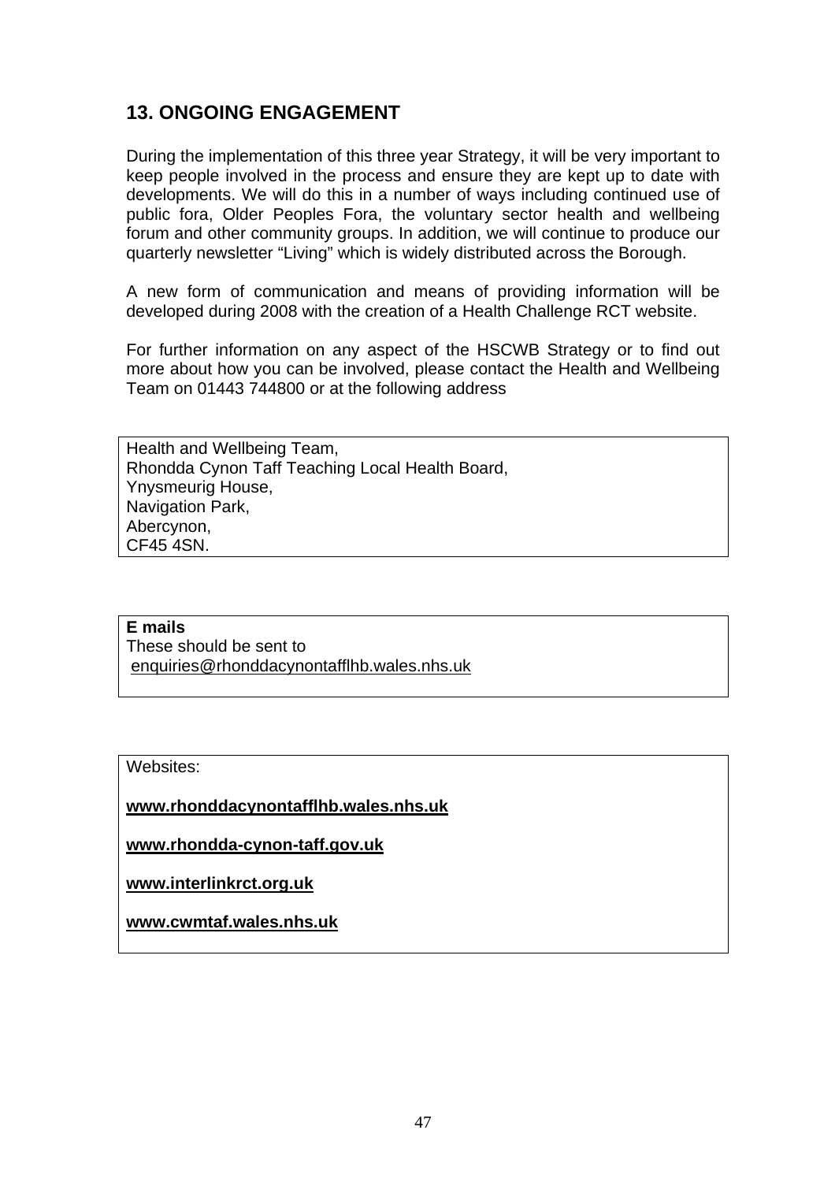## 13. ONGOING ENGAGEMENT

During the implementation of this three year Strategy, it will be very important to keep people involved in the process and ensure they are kept up to date with developments. We will do this in a number of ways including continued use of public fora, Older Peoples Fora, the voluntary sector health and wellbeing forum and other community groups. In addition, we will continue to produce our quarterly newsletter "Living" which is widely distributed across the Borough.

A new form of communication and means of providing information will be developed during 2008 with the creation of a Health Challenge RCT website.

For further information on any aspect of the HSCWB Strategy or to find out more about how you can be involved, please contact the Health and Wellbeing Team on 01443 744800 or at the following address

Health and Wellbeing Team,
Rhondda Cynon Taff Teaching Local Health Board,
Ynysmeurig House,
Navigation Park,
Abercynon,
CF45 4SN.

**E mails**
These should be sent to
enquiries@rhonddacynontafflhb.wales.nhs.uk

Websites:

**www.rhonddacynontafflhb.wales.nhs.uk**

**www.rhondda-cynon-taff.gov.uk**

**www.interlinkrct.org.uk**

**www.cwmtaf.wales.nhs.uk**